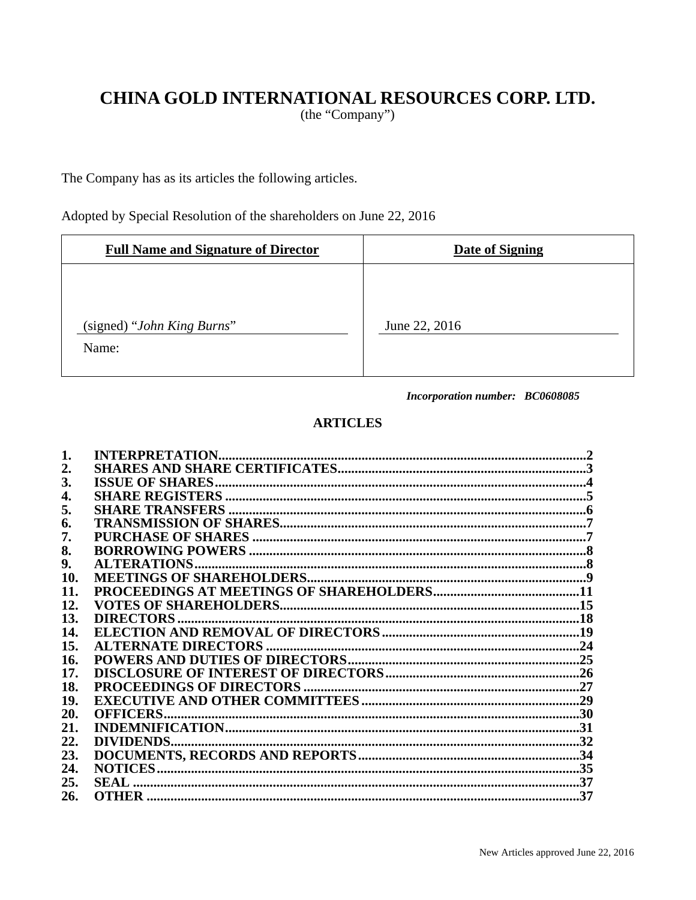# CHINA GOLD INTERNATIONAL RESOURCES CORP. LTD.

(the "Company")

The Company has as its articles the following articles.

Adopted by Special Resolution of the shareholders on June 22, 2016

| **Full Name and Signature of Director** | **Date of Signing** |
|---|---|
| (signed) "*John King Burns*"<br>Name: | June 22, 2016 |

***Incorporation number: BC0608085***

## ARTICLES

| | | |
|---|---|---|
| **1.** | **INTERPRETATION** | **2** |
| **2.** | **SHARES AND SHARE CERTIFICATES** | **3** |
| **3.** | **ISSUE OF SHARES** | **4** |
| **4.** | **SHARE REGISTERS** | **5** |
| **5.** | **SHARE TRANSFERS** | **6** |
| **6.** | **TRANSMISSION OF SHARES** | **7** |
| **7.** | **PURCHASE OF SHARES** | **7** |
| **8.** | **BORROWING POWERS** | **8** |
| **9.** | **ALTERATIONS** | **8** |
| **10.** | **MEETINGS OF SHAREHOLDERS** | **9** |
| **11.** | **PROCEEDINGS AT MEETINGS OF SHAREHOLDERS** | **11** |
| **12.** | **VOTES OF SHAREHOLDERS** | **15** |
| **13.** | **DIRECTORS** | **18** |
| **14.** | **ELECTION AND REMOVAL OF DIRECTORS** | **19** |
| **15.** | **ALTERNATE DIRECTORS** | **24** |
| **16.** | **POWERS AND DUTIES OF DIRECTORS** | **25** |
| **17.** | **DISCLOSURE OF INTEREST OF DIRECTORS** | **26** |
| **18.** | **PROCEEDINGS OF DIRECTORS** | **27** |
| **19.** | **EXECUTIVE AND OTHER COMMITTEES** | **29** |
| **20.** | **OFFICERS** | **30** |
| **21.** | **INDEMNIFICATION** | **31** |
| **22.** | **DIVIDENDS** | **32** |
| **23.** | **DOCUMENTS, RECORDS AND REPORTS** | **34** |
| **24.** | **NOTICES** | **35** |
| **25.** | **SEAL** | **37** |
| **26.** | **OTHER** | **37** |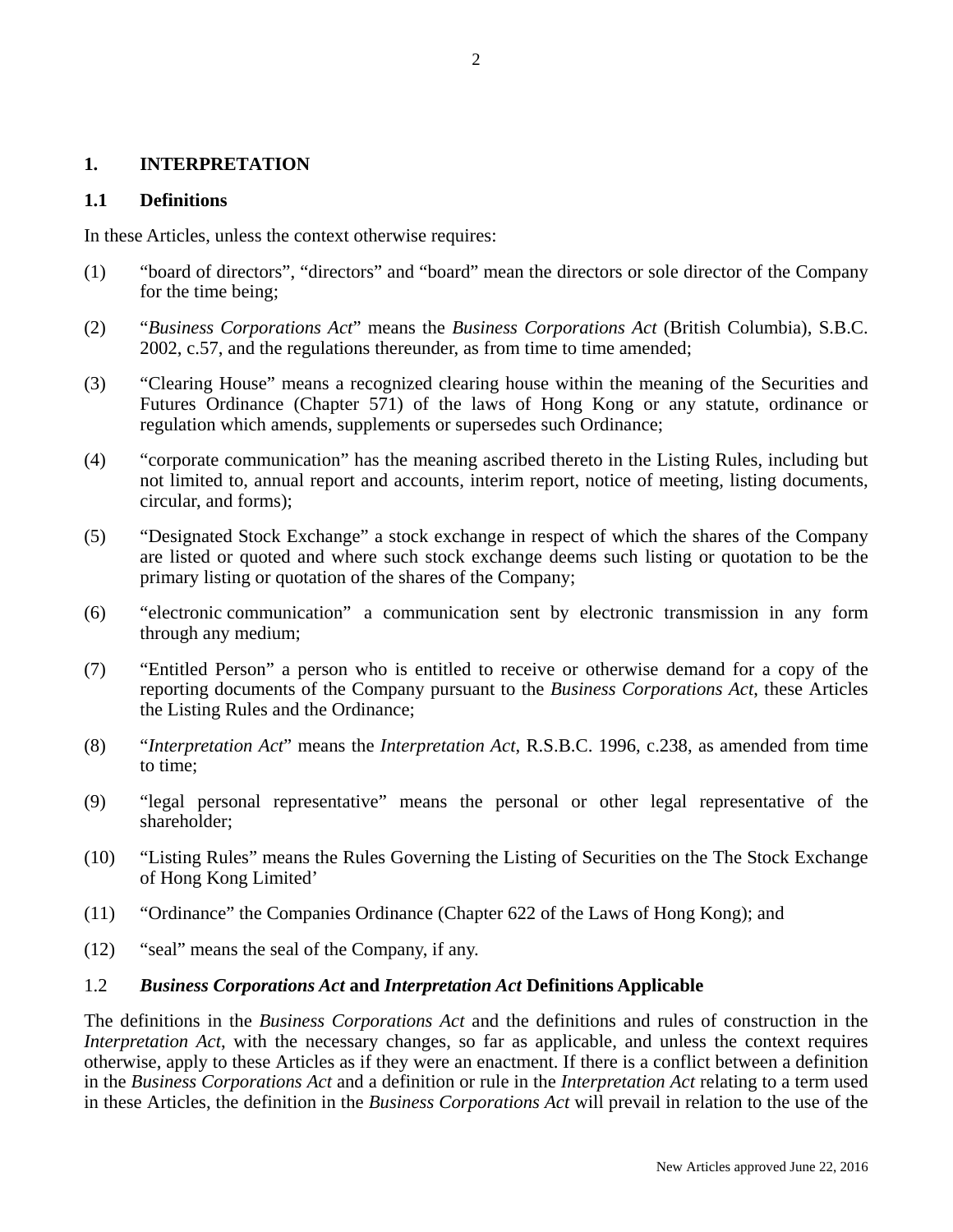## 1. INTERPRETATION

### 1.1 Definitions

In these Articles, unless the context otherwise requires:

(1) "board of directors", "directors" and "board" mean the directors or sole director of the Company for the time being;

(2) "*Business Corporations Act*" means the *Business Corporations Act* (British Columbia), S.B.C. 2002, c.57, and the regulations thereunder, as from time to time amended;

(3) "Clearing House" means a recognized clearing house within the meaning of the Securities and Futures Ordinance (Chapter 571) of the laws of Hong Kong or any statute, ordinance or regulation which amends, supplements or supersedes such Ordinance;

(4) "corporate communication" has the meaning ascribed thereto in the Listing Rules, including but not limited to, annual report and accounts, interim report, notice of meeting, listing documents, circular, and forms);

(5) "Designated Stock Exchange" a stock exchange in respect of which the shares of the Company are listed or quoted and where such stock exchange deems such listing or quotation to be the primary listing or quotation of the shares of the Company;

(6) "electronic communication" a communication sent by electronic transmission in any form through any medium;

(7) "Entitled Person" a person who is entitled to receive or otherwise demand for a copy of the reporting documents of the Company pursuant to the *Business Corporations Act*, these Articles the Listing Rules and the Ordinance;

(8) "*Interpretation Act*" means the *Interpretation Act*, R.S.B.C. 1996, c.238, as amended from time to time;

(9) "legal personal representative" means the personal or other legal representative of the shareholder;

(10) "Listing Rules" means the Rules Governing the Listing of Securities on the The Stock Exchange of Hong Kong Limited'

(11) "Ordinance" the Companies Ordinance (Chapter 622 of the Laws of Hong Kong); and

(12) "seal" means the seal of the Company, if any.

### 1.2 *Business Corporations Act* and *Interpretation Act* Definitions Applicable

The definitions in the *Business Corporations Act* and the definitions and rules of construction in the *Interpretation Act*, with the necessary changes, so far as applicable, and unless the context requires otherwise, apply to these Articles as if they were an enactment. If there is a conflict between a definition in the *Business Corporations Act* and a definition or rule in the *Interpretation Act* relating to a term used in these Articles, the definition in the *Business Corporations Act* will prevail in relation to the use of the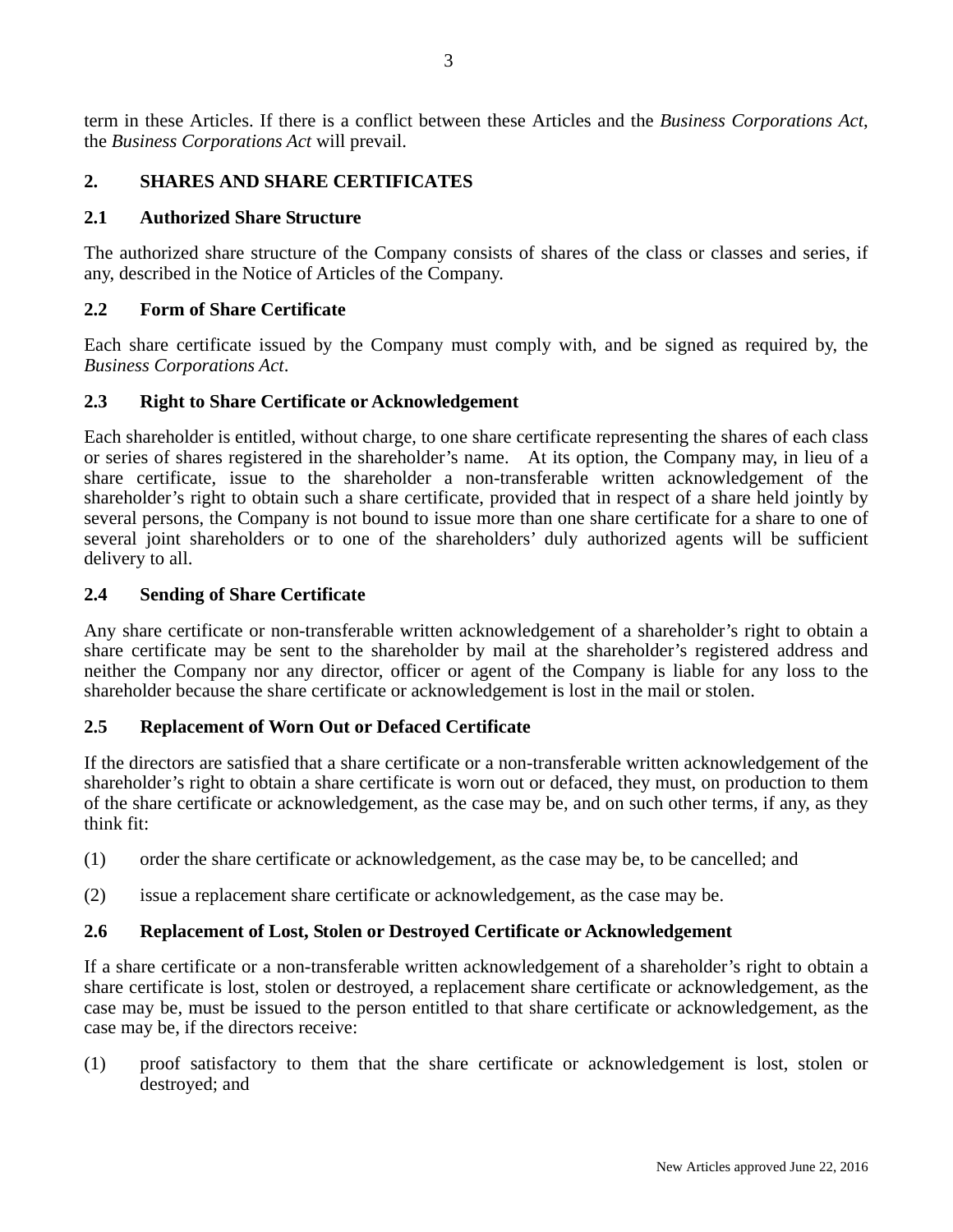term in these Articles. If there is a conflict between these Articles and the *Business Corporations Act*, the *Business Corporations Act* will prevail.

## 2. SHARES AND SHARE CERTIFICATES

### 2.1 Authorized Share Structure

The authorized share structure of the Company consists of shares of the class or classes and series, if any, described in the Notice of Articles of the Company.

### 2.2 Form of Share Certificate

Each share certificate issued by the Company must comply with, and be signed as required by, the *Business Corporations Act*.

### 2.3 Right to Share Certificate or Acknowledgement

Each shareholder is entitled, without charge, to one share certificate representing the shares of each class or series of shares registered in the shareholder's name. At its option, the Company may, in lieu of a share certificate, issue to the shareholder a non-transferable written acknowledgement of the shareholder's right to obtain such a share certificate, provided that in respect of a share held jointly by several persons, the Company is not bound to issue more than one share certificate for a share to one of several joint shareholders or to one of the shareholders' duly authorized agents will be sufficient delivery to all.

### 2.4 Sending of Share Certificate

Any share certificate or non-transferable written acknowledgement of a shareholder's right to obtain a share certificate may be sent to the shareholder by mail at the shareholder's registered address and neither the Company nor any director, officer or agent of the Company is liable for any loss to the shareholder because the share certificate or acknowledgement is lost in the mail or stolen.

### 2.5 Replacement of Worn Out or Defaced Certificate

If the directors are satisfied that a share certificate or a non-transferable written acknowledgement of the shareholder's right to obtain a share certificate is worn out or defaced, they must, on production to them of the share certificate or acknowledgement, as the case may be, and on such other terms, if any, as they think fit:

(1) order the share certificate or acknowledgement, as the case may be, to be cancelled; and

(2) issue a replacement share certificate or acknowledgement, as the case may be.

### 2.6 Replacement of Lost, Stolen or Destroyed Certificate or Acknowledgement

If a share certificate or a non-transferable written acknowledgement of a shareholder's right to obtain a share certificate is lost, stolen or destroyed, a replacement share certificate or acknowledgement, as the case may be, must be issued to the person entitled to that share certificate or acknowledgement, as the case may be, if the directors receive:

(1) proof satisfactory to them that the share certificate or acknowledgement is lost, stolen or destroyed; and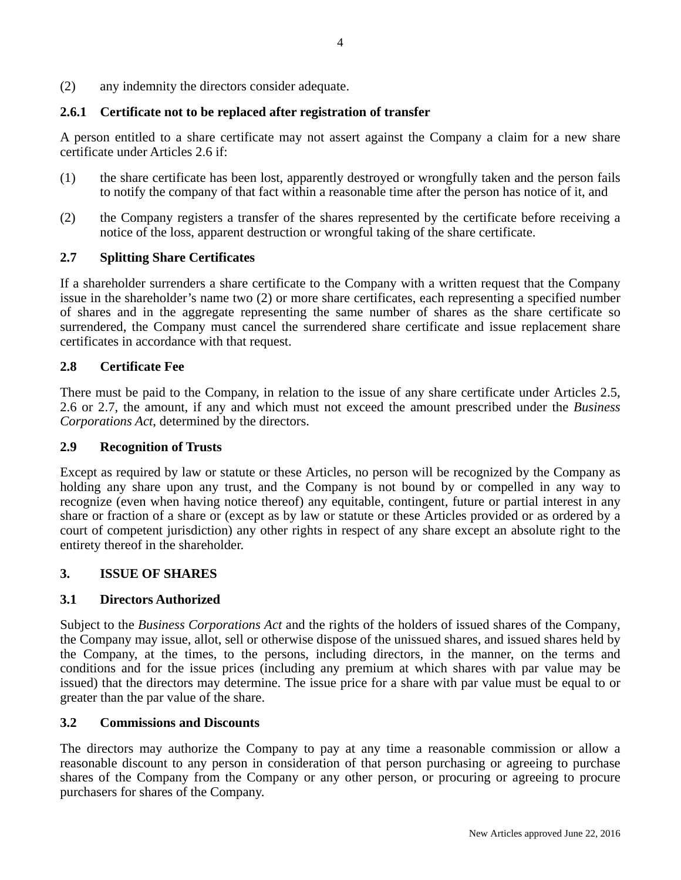(2) any indemnity the directors consider adequate.

### 2.6.1 Certificate not to be replaced after registration of transfer

A person entitled to a share certificate may not assert against the Company a claim for a new share certificate under Articles 2.6 if:

(1) the share certificate has been lost, apparently destroyed or wrongfully taken and the person fails to notify the company of that fact within a reasonable time after the person has notice of it, and

(2) the Company registers a transfer of the shares represented by the certificate before receiving a notice of the loss, apparent destruction or wrongful taking of the share certificate.

### 2.7 Splitting Share Certificates

If a shareholder surrenders a share certificate to the Company with a written request that the Company issue in the shareholder's name two (2) or more share certificates, each representing a specified number of shares and in the aggregate representing the same number of shares as the share certificate so surrendered, the Company must cancel the surrendered share certificate and issue replacement share certificates in accordance with that request.

### 2.8 Certificate Fee

There must be paid to the Company, in relation to the issue of any share certificate under Articles 2.5, 2.6 or 2.7, the amount, if any and which must not exceed the amount prescribed under the *Business Corporations Act*, determined by the directors.

### 2.9 Recognition of Trusts

Except as required by law or statute or these Articles, no person will be recognized by the Company as holding any share upon any trust, and the Company is not bound by or compelled in any way to recognize (even when having notice thereof) any equitable, contingent, future or partial interest in any share or fraction of a share or (except as by law or statute or these Articles provided or as ordered by a court of competent jurisdiction) any other rights in respect of any share except an absolute right to the entirety thereof in the shareholder.

## 3. ISSUE OF SHARES

### 3.1 Directors Authorized

Subject to the *Business Corporations Act* and the rights of the holders of issued shares of the Company, the Company may issue, allot, sell or otherwise dispose of the unissued shares, and issued shares held by the Company, at the times, to the persons, including directors, in the manner, on the terms and conditions and for the issue prices (including any premium at which shares with par value may be issued) that the directors may determine. The issue price for a share with par value must be equal to or greater than the par value of the share.

### 3.2 Commissions and Discounts

The directors may authorize the Company to pay at any time a reasonable commission or allow a reasonable discount to any person in consideration of that person purchasing or agreeing to purchase shares of the Company from the Company or any other person, or procuring or agreeing to procure purchasers for shares of the Company.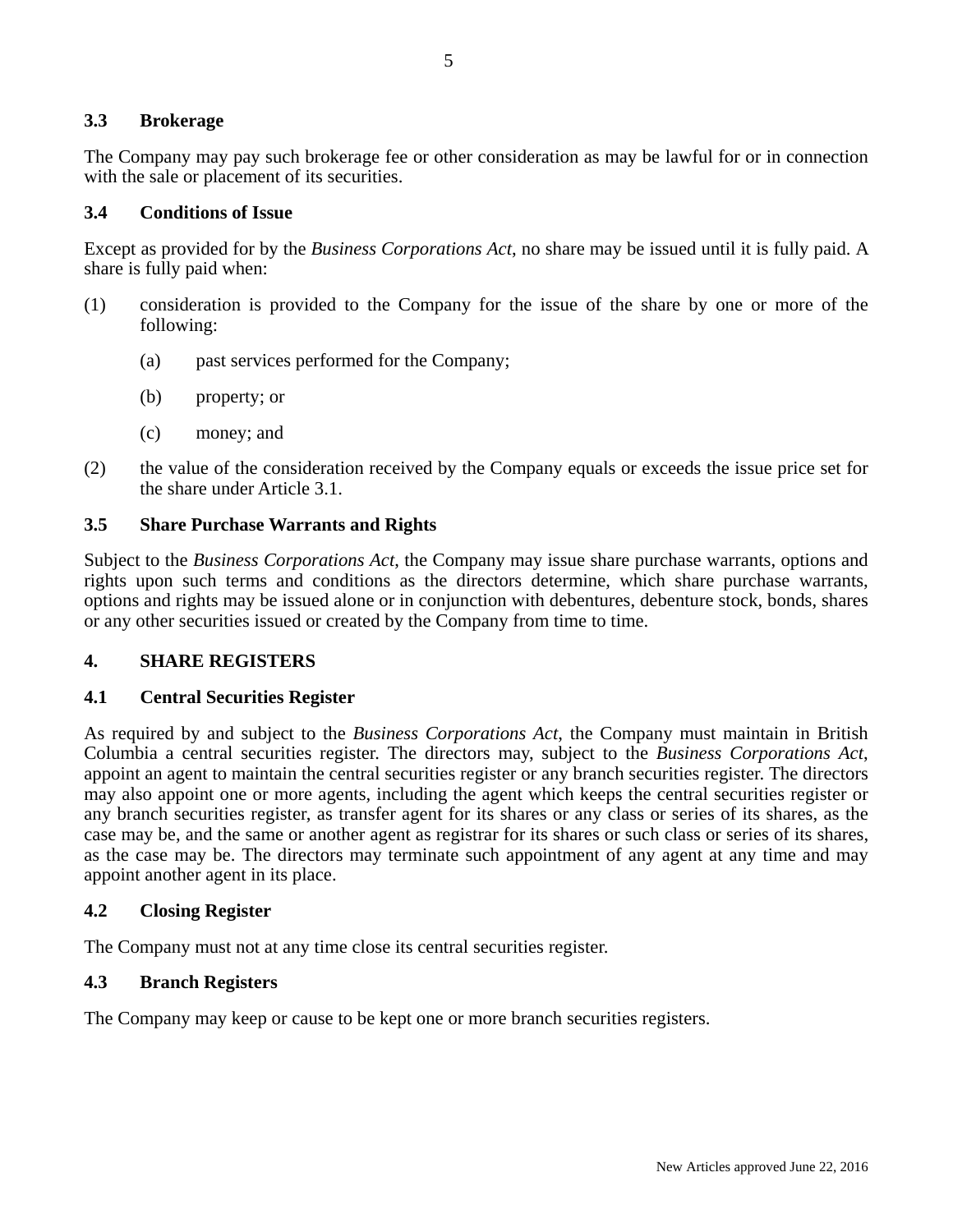### 3.3 Brokerage

The Company may pay such brokerage fee or other consideration as may be lawful for or in connection with the sale or placement of its securities.

### 3.4 Conditions of Issue

Except as provided for by the *Business Corporations Act*, no share may be issued until it is fully paid. A share is fully paid when:

(1) consideration is provided to the Company for the issue of the share by one or more of the following:

  (a) past services performed for the Company;

  (b) property; or

  (c) money; and

(2) the value of the consideration received by the Company equals or exceeds the issue price set for the share under Article 3.1.

### 3.5 Share Purchase Warrants and Rights

Subject to the *Business Corporations Act*, the Company may issue share purchase warrants, options and rights upon such terms and conditions as the directors determine, which share purchase warrants, options and rights may be issued alone or in conjunction with debentures, debenture stock, bonds, shares or any other securities issued or created by the Company from time to time.

## 4. SHARE REGISTERS

### 4.1 Central Securities Register

As required by and subject to the *Business Corporations Act*, the Company must maintain in British Columbia a central securities register. The directors may, subject to the *Business Corporations Act*, appoint an agent to maintain the central securities register or any branch securities register. The directors may also appoint one or more agents, including the agent which keeps the central securities register or any branch securities register, as transfer agent for its shares or any class or series of its shares, as the case may be, and the same or another agent as registrar for its shares or such class or series of its shares, as the case may be. The directors may terminate such appointment of any agent at any time and may appoint another agent in its place.

### 4.2 Closing Register

The Company must not at any time close its central securities register.

### 4.3 Branch Registers

The Company may keep or cause to be kept one or more branch securities registers.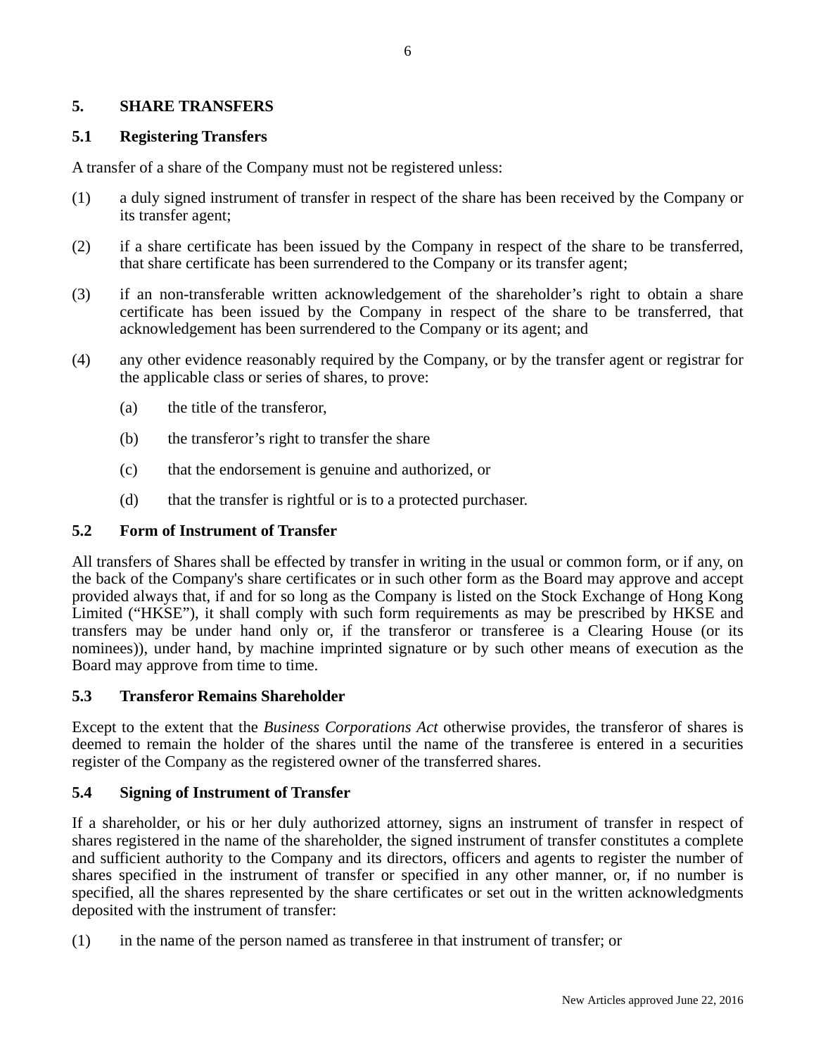## 5. SHARE TRANSFERS

### 5.1 Registering Transfers

A transfer of a share of the Company must not be registered unless:

(1) a duly signed instrument of transfer in respect of the share has been received by the Company or its transfer agent;

(2) if a share certificate has been issued by the Company in respect of the share to be transferred, that share certificate has been surrendered to the Company or its transfer agent;

(3) if an non-transferable written acknowledgement of the shareholder's right to obtain a share certificate has been issued by the Company in respect of the share to be transferred, that acknowledgement has been surrendered to the Company or its agent; and

(4) any other evidence reasonably required by the Company, or by the transfer agent or registrar for the applicable class or series of shares, to prove:

   (a) the title of the transferor,

   (b) the transferor's right to transfer the share

   (c) that the endorsement is genuine and authorized, or

   (d) that the transfer is rightful or is to a protected purchaser.

### 5.2 Form of Instrument of Transfer

All transfers of Shares shall be effected by transfer in writing in the usual or common form, or if any, on the back of the Company's share certificates or in such other form as the Board may approve and accept provided always that, if and for so long as the Company is listed on the Stock Exchange of Hong Kong Limited ("HKSE"), it shall comply with such form requirements as may be prescribed by HKSE and transfers may be under hand only or, if the transferor or transferee is a Clearing House (or its nominees)), under hand, by machine imprinted signature or by such other means of execution as the Board may approve from time to time.

### 5.3 Transferor Remains Shareholder

Except to the extent that the *Business Corporations Act* otherwise provides, the transferor of shares is deemed to remain the holder of the shares until the name of the transferee is entered in a securities register of the Company as the registered owner of the transferred shares.

### 5.4 Signing of Instrument of Transfer

If a shareholder, or his or her duly authorized attorney, signs an instrument of transfer in respect of shares registered in the name of the shareholder, the signed instrument of transfer constitutes a complete and sufficient authority to the Company and its directors, officers and agents to register the number of shares specified in the instrument of transfer or specified in any other manner, or, if no number is specified, all the shares represented by the share certificates or set out in the written acknowledgments deposited with the instrument of transfer:

(1) in the name of the person named as transferee in that instrument of transfer; or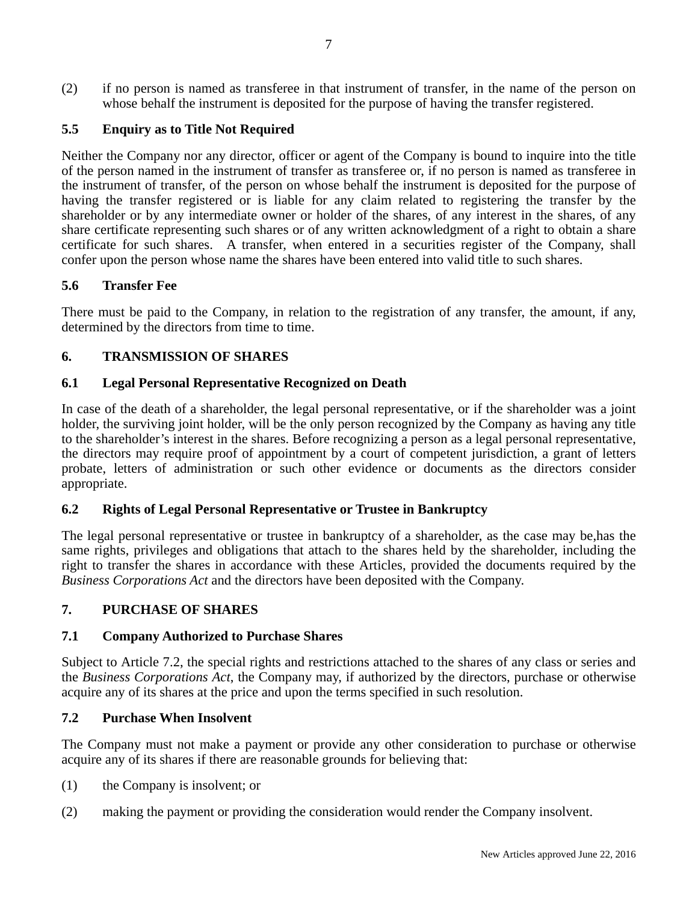(2) if no person is named as transferee in that instrument of transfer, in the name of the person on whose behalf the instrument is deposited for the purpose of having the transfer registered.

### 5.5 Enquiry as to Title Not Required

Neither the Company nor any director, officer or agent of the Company is bound to inquire into the title of the person named in the instrument of transfer as transferee or, if no person is named as transferee in the instrument of transfer, of the person on whose behalf the instrument is deposited for the purpose of having the transfer registered or is liable for any claim related to registering the transfer by the shareholder or by any intermediate owner or holder of the shares, of any interest in the shares, of any share certificate representing such shares or of any written acknowledgment of a right to obtain a share certificate for such shares. A transfer, when entered in a securities register of the Company, shall confer upon the person whose name the shares have been entered into valid title to such shares.

### 5.6 Transfer Fee

There must be paid to the Company, in relation to the registration of any transfer, the amount, if any, determined by the directors from time to time.

## 6. TRANSMISSION OF SHARES

### 6.1 Legal Personal Representative Recognized on Death

In case of the death of a shareholder, the legal personal representative, or if the shareholder was a joint holder, the surviving joint holder, will be the only person recognized by the Company as having any title to the shareholder's interest in the shares. Before recognizing a person as a legal personal representative, the directors may require proof of appointment by a court of competent jurisdiction, a grant of letters probate, letters of administration or such other evidence or documents as the directors consider appropriate.

### 6.2 Rights of Legal Personal Representative or Trustee in Bankruptcy

The legal personal representative or trustee in bankruptcy of a shareholder, as the case may be,has the same rights, privileges and obligations that attach to the shares held by the shareholder, including the right to transfer the shares in accordance with these Articles, provided the documents required by the *Business Corporations Act* and the directors have been deposited with the Company.

## 7. PURCHASE OF SHARES

### 7.1 Company Authorized to Purchase Shares

Subject to Article 7.2, the special rights and restrictions attached to the shares of any class or series and the *Business Corporations Act*, the Company may, if authorized by the directors, purchase or otherwise acquire any of its shares at the price and upon the terms specified in such resolution.

### 7.2 Purchase When Insolvent

The Company must not make a payment or provide any other consideration to purchase or otherwise acquire any of its shares if there are reasonable grounds for believing that:

(1) the Company is insolvent; or

(2) making the payment or providing the consideration would render the Company insolvent.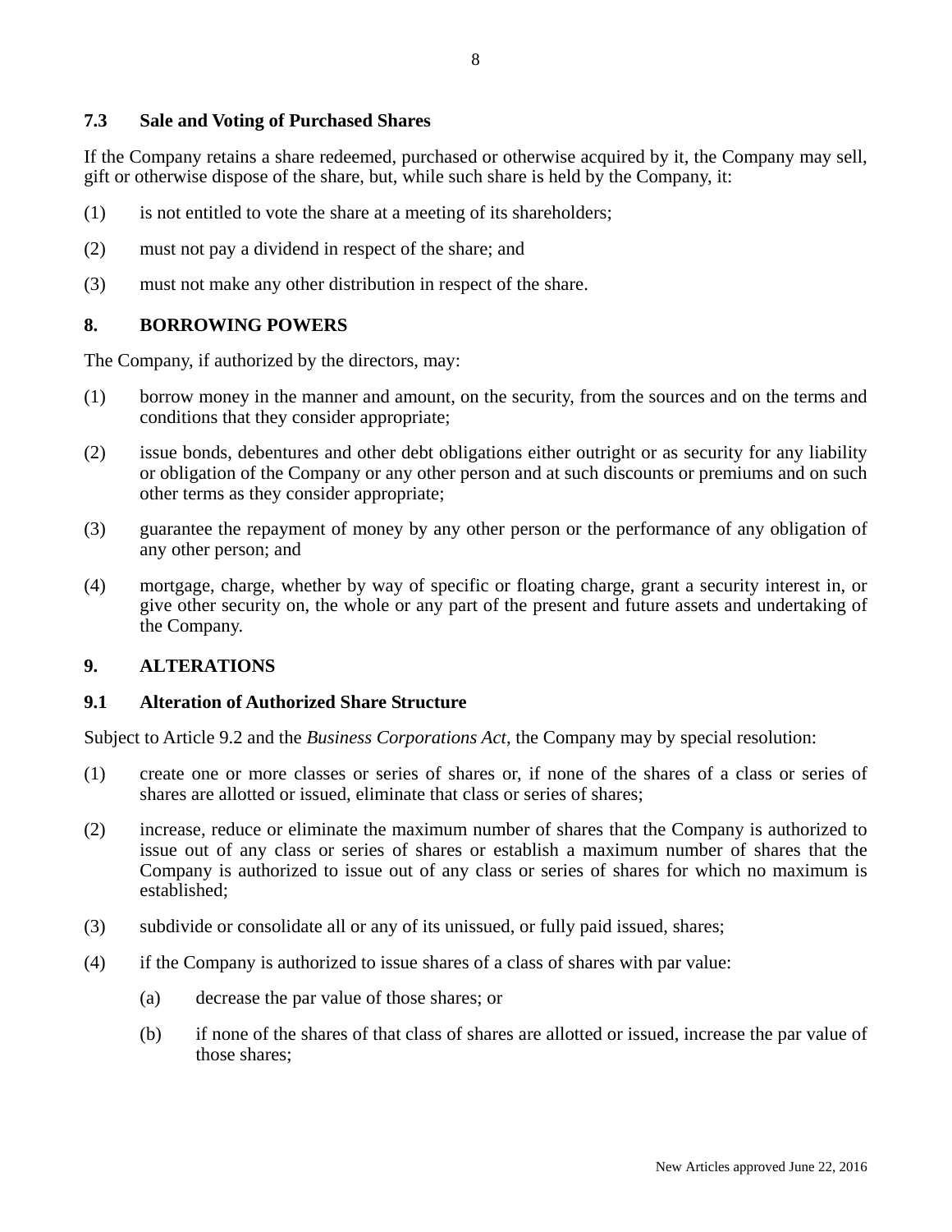### 7.3 Sale and Voting of Purchased Shares

If the Company retains a share redeemed, purchased or otherwise acquired by it, the Company may sell, gift or otherwise dispose of the share, but, while such share is held by the Company, it:

(1) is not entitled to vote the share at a meeting of its shareholders;

(2) must not pay a dividend in respect of the share; and

(3) must not make any other distribution in respect of the share.

## 8. BORROWING POWERS

The Company, if authorized by the directors, may:

(1) borrow money in the manner and amount, on the security, from the sources and on the terms and conditions that they consider appropriate;

(2) issue bonds, debentures and other debt obligations either outright or as security for any liability or obligation of the Company or any other person and at such discounts or premiums and on such other terms as they consider appropriate;

(3) guarantee the repayment of money by any other person or the performance of any obligation of any other person; and

(4) mortgage, charge, whether by way of specific or floating charge, grant a security interest in, or give other security on, the whole or any part of the present and future assets and undertaking of the Company.

## 9. ALTERATIONS

### 9.1 Alteration of Authorized Share Structure

Subject to Article 9.2 and the *Business Corporations Act*, the Company may by special resolution:

(1) create one or more classes or series of shares or, if none of the shares of a class or series of shares are allotted or issued, eliminate that class or series of shares;

(2) increase, reduce or eliminate the maximum number of shares that the Company is authorized to issue out of any class or series of shares or establish a maximum number of shares that the Company is authorized to issue out of any class or series of shares for which no maximum is established;

(3) subdivide or consolidate all or any of its unissued, or fully paid issued, shares;

(4) if the Company is authorized to issue shares of a class of shares with par value:

(a) decrease the par value of those shares; or

(b) if none of the shares of that class of shares are allotted or issued, increase the par value of those shares;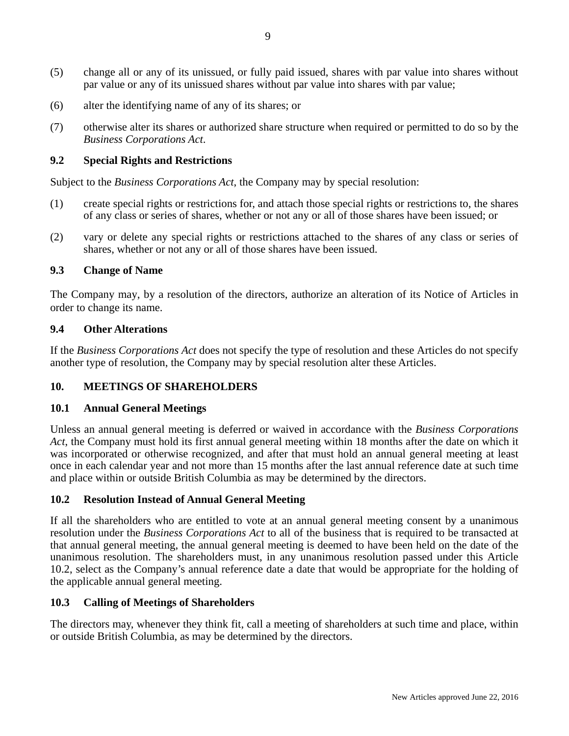(5) change all or any of its unissued, or fully paid issued, shares with par value into shares without par value or any of its unissued shares without par value into shares with par value;

(6) alter the identifying name of any of its shares; or

(7) otherwise alter its shares or authorized share structure when required or permitted to do so by the *Business Corporations Act*.

### 9.2 Special Rights and Restrictions

Subject to the *Business Corporations Act*, the Company may by special resolution:

(1) create special rights or restrictions for, and attach those special rights or restrictions to, the shares of any class or series of shares, whether or not any or all of those shares have been issued; or

(2) vary or delete any special rights or restrictions attached to the shares of any class or series of shares, whether or not any or all of those shares have been issued.

### 9.3 Change of Name

The Company may, by a resolution of the directors, authorize an alteration of its Notice of Articles in order to change its name.

### 9.4 Other Alterations

If the *Business Corporations Act* does not specify the type of resolution and these Articles do not specify another type of resolution, the Company may by special resolution alter these Articles.

## 10. MEETINGS OF SHAREHOLDERS

### 10.1 Annual General Meetings

Unless an annual general meeting is deferred or waived in accordance with the *Business Corporations Act*, the Company must hold its first annual general meeting within 18 months after the date on which it was incorporated or otherwise recognized, and after that must hold an annual general meeting at least once in each calendar year and not more than 15 months after the last annual reference date at such time and place within or outside British Columbia as may be determined by the directors.

### 10.2 Resolution Instead of Annual General Meeting

If all the shareholders who are entitled to vote at an annual general meeting consent by a unanimous resolution under the *Business Corporations Act* to all of the business that is required to be transacted at that annual general meeting, the annual general meeting is deemed to have been held on the date of the unanimous resolution. The shareholders must, in any unanimous resolution passed under this Article 10.2, select as the Company's annual reference date a date that would be appropriate for the holding of the applicable annual general meeting.

### 10.3 Calling of Meetings of Shareholders

The directors may, whenever they think fit, call a meeting of shareholders at such time and place, within or outside British Columbia, as may be determined by the directors.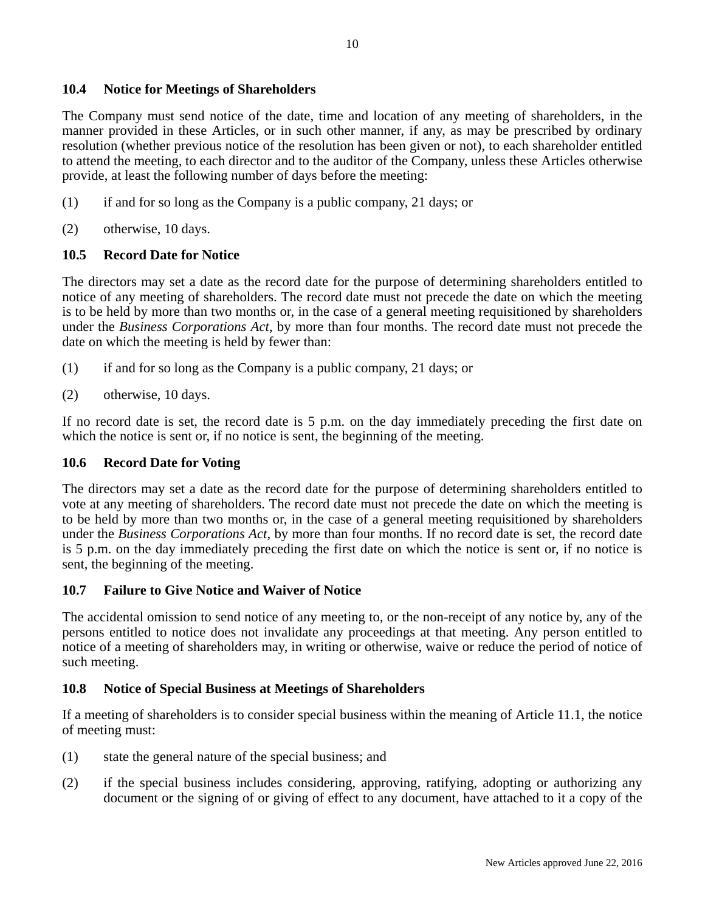### 10.4 Notice for Meetings of Shareholders

The Company must send notice of the date, time and location of any meeting of shareholders, in the manner provided in these Articles, or in such other manner, if any, as may be prescribed by ordinary resolution (whether previous notice of the resolution has been given or not), to each shareholder entitled to attend the meeting, to each director and to the auditor of the Company, unless these Articles otherwise provide, at least the following number of days before the meeting:

(1) if and for so long as the Company is a public company, 21 days; or

(2) otherwise, 10 days.

### 10.5 Record Date for Notice

The directors may set a date as the record date for the purpose of determining shareholders entitled to notice of any meeting of shareholders. The record date must not precede the date on which the meeting is to be held by more than two months or, in the case of a general meeting requisitioned by shareholders under the *Business Corporations Act*, by more than four months. The record date must not precede the date on which the meeting is held by fewer than:

(1) if and for so long as the Company is a public company, 21 days; or

(2) otherwise, 10 days.

If no record date is set, the record date is 5 p.m. on the day immediately preceding the first date on which the notice is sent or, if no notice is sent, the beginning of the meeting.

### 10.6 Record Date for Voting

The directors may set a date as the record date for the purpose of determining shareholders entitled to vote at any meeting of shareholders. The record date must not precede the date on which the meeting is to be held by more than two months or, in the case of a general meeting requisitioned by shareholders under the *Business Corporations Act*, by more than four months. If no record date is set, the record date is 5 p.m. on the day immediately preceding the first date on which the notice is sent or, if no notice is sent, the beginning of the meeting.

### 10.7 Failure to Give Notice and Waiver of Notice

The accidental omission to send notice of any meeting to, or the non-receipt of any notice by, any of the persons entitled to notice does not invalidate any proceedings at that meeting. Any person entitled to notice of a meeting of shareholders may, in writing or otherwise, waive or reduce the period of notice of such meeting.

### 10.8 Notice of Special Business at Meetings of Shareholders

If a meeting of shareholders is to consider special business within the meaning of Article 11.1, the notice of meeting must:

(1) state the general nature of the special business; and

(2) if the special business includes considering, approving, ratifying, adopting or authorizing any document or the signing of or giving of effect to any document, have attached to it a copy of the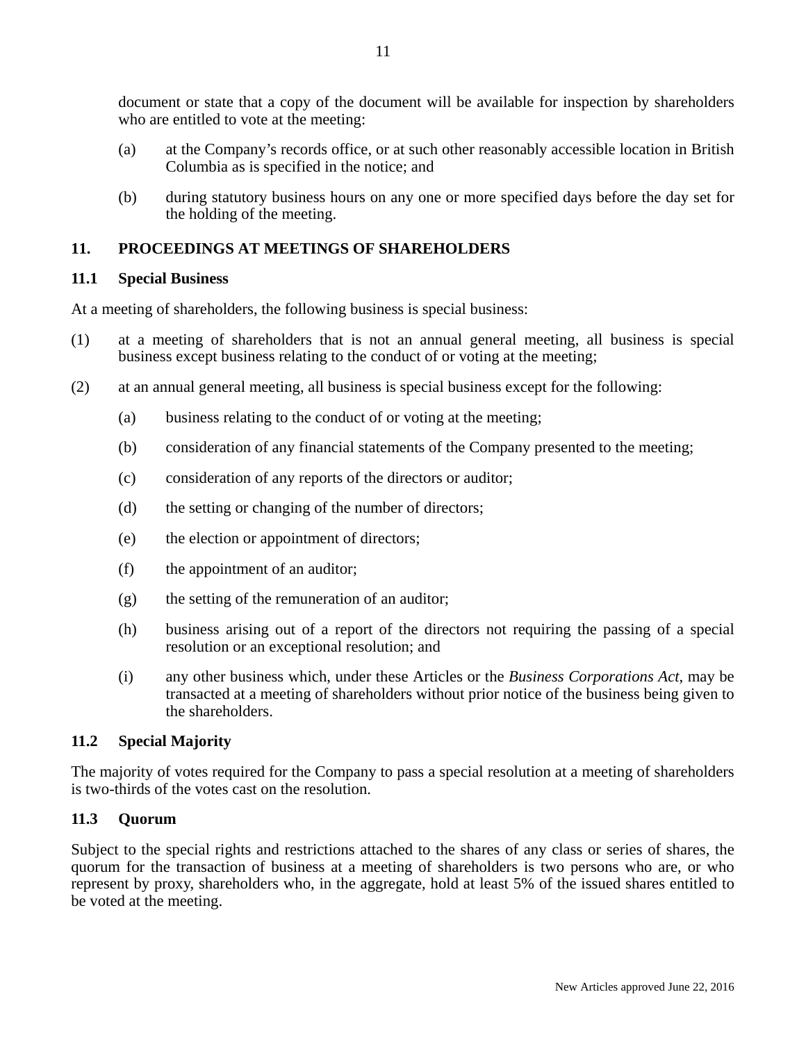document or state that a copy of the document will be available for inspection by shareholders who are entitled to vote at the meeting:

(a) at the Company's records office, or at such other reasonably accessible location in British Columbia as is specified in the notice; and

(b) during statutory business hours on any one or more specified days before the day set for the holding of the meeting.

## 11. PROCEEDINGS AT MEETINGS OF SHAREHOLDERS

### 11.1 Special Business

At a meeting of shareholders, the following business is special business:

(1) at a meeting of shareholders that is not an annual general meeting, all business is special business except business relating to the conduct of or voting at the meeting;

(2) at an annual general meeting, all business is special business except for the following:

  (a) business relating to the conduct of or voting at the meeting;

  (b) consideration of any financial statements of the Company presented to the meeting;

  (c) consideration of any reports of the directors or auditor;

  (d) the setting or changing of the number of directors;

  (e) the election or appointment of directors;

  (f) the appointment of an auditor;

  (g) the setting of the remuneration of an auditor;

  (h) business arising out of a report of the directors not requiring the passing of a special resolution or an exceptional resolution; and

  (i) any other business which, under these Articles or the *Business Corporations Act*, may be transacted at a meeting of shareholders without prior notice of the business being given to the shareholders.

### 11.2 Special Majority

The majority of votes required for the Company to pass a special resolution at a meeting of shareholders is two-thirds of the votes cast on the resolution.

### 11.3 Quorum

Subject to the special rights and restrictions attached to the shares of any class or series of shares, the quorum for the transaction of business at a meeting of shareholders is two persons who are, or who represent by proxy, shareholders who, in the aggregate, hold at least 5% of the issued shares entitled to be voted at the meeting.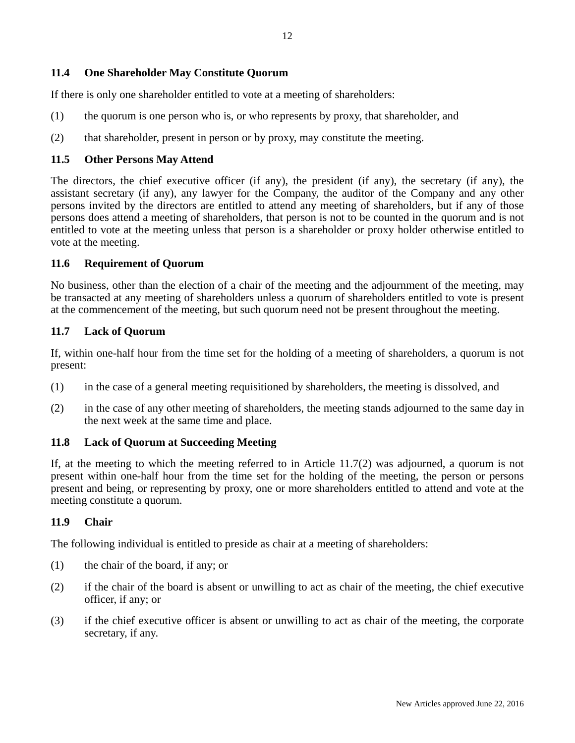### 11.4 One Shareholder May Constitute Quorum

If there is only one shareholder entitled to vote at a meeting of shareholders:

(1) the quorum is one person who is, or who represents by proxy, that shareholder, and

(2) that shareholder, present in person or by proxy, may constitute the meeting.

### 11.5 Other Persons May Attend

The directors, the chief executive officer (if any), the president (if any), the secretary (if any), the assistant secretary (if any), any lawyer for the Company, the auditor of the Company and any other persons invited by the directors are entitled to attend any meeting of shareholders, but if any of those persons does attend a meeting of shareholders, that person is not to be counted in the quorum and is not entitled to vote at the meeting unless that person is a shareholder or proxy holder otherwise entitled to vote at the meeting.

### 11.6 Requirement of Quorum

No business, other than the election of a chair of the meeting and the adjournment of the meeting, may be transacted at any meeting of shareholders unless a quorum of shareholders entitled to vote is present at the commencement of the meeting, but such quorum need not be present throughout the meeting.

### 11.7 Lack of Quorum

If, within one-half hour from the time set for the holding of a meeting of shareholders, a quorum is not present:

(1) in the case of a general meeting requisitioned by shareholders, the meeting is dissolved, and

(2) in the case of any other meeting of shareholders, the meeting stands adjourned to the same day in the next week at the same time and place.

### 11.8 Lack of Quorum at Succeeding Meeting

If, at the meeting to which the meeting referred to in Article 11.7(2) was adjourned, a quorum is not present within one-half hour from the time set for the holding of the meeting, the person or persons present and being, or representing by proxy, one or more shareholders entitled to attend and vote at the meeting constitute a quorum.

### 11.9 Chair

The following individual is entitled to preside as chair at a meeting of shareholders:

(1) the chair of the board, if any; or

(2) if the chair of the board is absent or unwilling to act as chair of the meeting, the chief executive officer, if any; or

(3) if the chief executive officer is absent or unwilling to act as chair of the meeting, the corporate secretary, if any.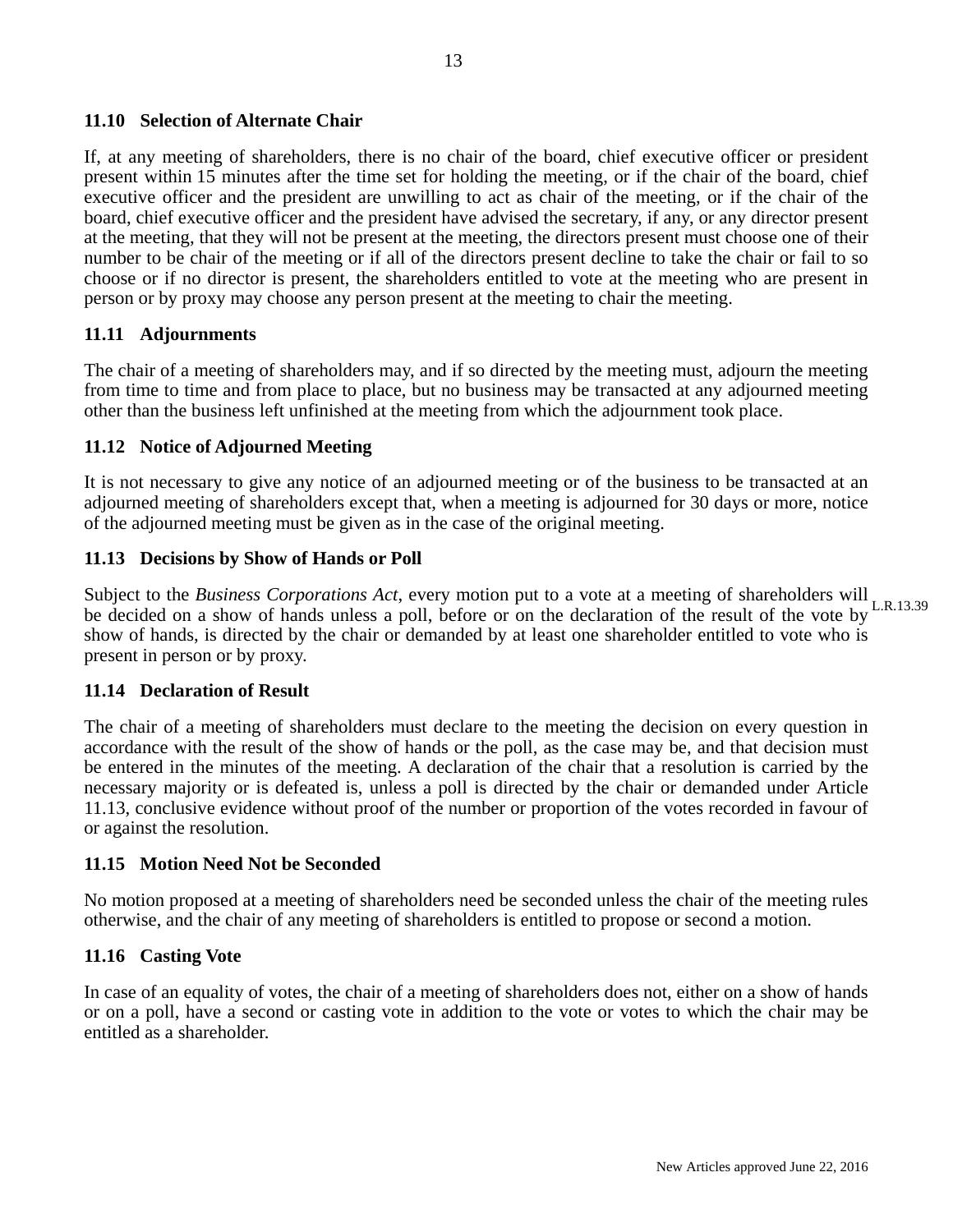### 11.10 Selection of Alternate Chair

If, at any meeting of shareholders, there is no chair of the board, chief executive officer or president present within 15 minutes after the time set for holding the meeting, or if the chair of the board, chief executive officer and the president are unwilling to act as chair of the meeting, or if the chair of the board, chief executive officer and the president have advised the secretary, if any, or any director present at the meeting, that they will not be present at the meeting, the directors present must choose one of their number to be chair of the meeting or if all of the directors present decline to take the chair or fail to so choose or if no director is present, the shareholders entitled to vote at the meeting who are present in person or by proxy may choose any person present at the meeting to chair the meeting.

### 11.11 Adjournments

The chair of a meeting of shareholders may, and if so directed by the meeting must, adjourn the meeting from time to time and from place to place, but no business may be transacted at any adjourned meeting other than the business left unfinished at the meeting from which the adjournment took place.

### 11.12 Notice of Adjourned Meeting

It is not necessary to give any notice of an adjourned meeting or of the business to be transacted at an adjourned meeting of shareholders except that, when a meeting is adjourned for 30 days or more, notice of the adjourned meeting must be given as in the case of the original meeting.

### 11.13 Decisions by Show of Hands or Poll

Subject to the *Business Corporations Act*, every motion put to a vote at a meeting of shareholders will be decided on a show of hands unless a poll, before or on the declaration of the result of the vote by show of hands, is directed by the chair or demanded by at least one shareholder entitled to vote who is present in person or by proxy. L.R.13.39

### 11.14 Declaration of Result

The chair of a meeting of shareholders must declare to the meeting the decision on every question in accordance with the result of the show of hands or the poll, as the case may be, and that decision must be entered in the minutes of the meeting. A declaration of the chair that a resolution is carried by the necessary majority or is defeated is, unless a poll is directed by the chair or demanded under Article 11.13, conclusive evidence without proof of the number or proportion of the votes recorded in favour of or against the resolution.

### 11.15 Motion Need Not be Seconded

No motion proposed at a meeting of shareholders need be seconded unless the chair of the meeting rules otherwise, and the chair of any meeting of shareholders is entitled to propose or second a motion.

### 11.16 Casting Vote

In case of an equality of votes, the chair of a meeting of shareholders does not, either on a show of hands or on a poll, have a second or casting vote in addition to the vote or votes to which the chair may be entitled as a shareholder.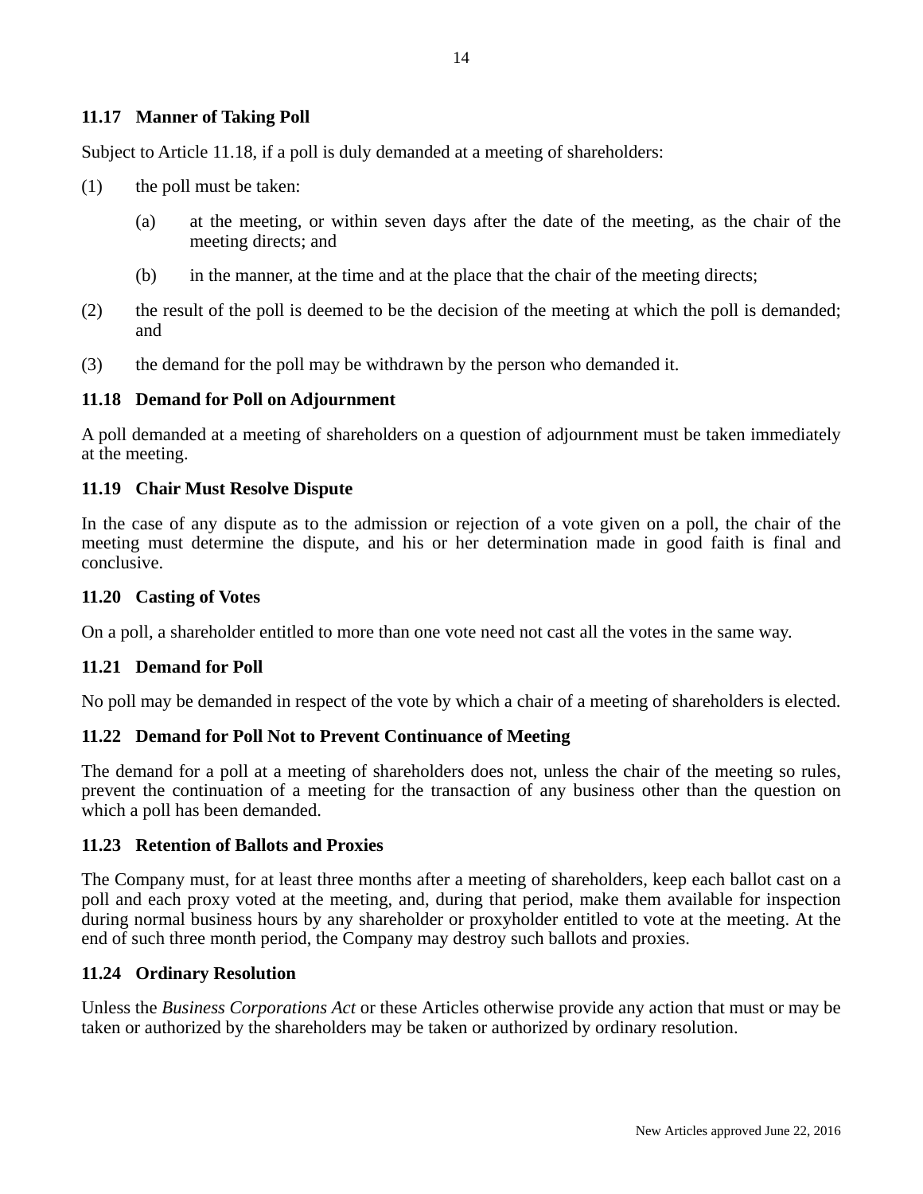### 11.17 Manner of Taking Poll

Subject to Article 11.18, if a poll is duly demanded at a meeting of shareholders:

(1) the poll must be taken:

  (a) at the meeting, or within seven days after the date of the meeting, as the chair of the meeting directs; and

  (b) in the manner, at the time and at the place that the chair of the meeting directs;

(2) the result of the poll is deemed to be the decision of the meeting at which the poll is demanded; and

(3) the demand for the poll may be withdrawn by the person who demanded it.

### 11.18 Demand for Poll on Adjournment

A poll demanded at a meeting of shareholders on a question of adjournment must be taken immediately at the meeting.

### 11.19 Chair Must Resolve Dispute

In the case of any dispute as to the admission or rejection of a vote given on a poll, the chair of the meeting must determine the dispute, and his or her determination made in good faith is final and conclusive.

### 11.20 Casting of Votes

On a poll, a shareholder entitled to more than one vote need not cast all the votes in the same way.

### 11.21 Demand for Poll

No poll may be demanded in respect of the vote by which a chair of a meeting of shareholders is elected.

### 11.22 Demand for Poll Not to Prevent Continuance of Meeting

The demand for a poll at a meeting of shareholders does not, unless the chair of the meeting so rules, prevent the continuation of a meeting for the transaction of any business other than the question on which a poll has been demanded.

### 11.23 Retention of Ballots and Proxies

The Company must, for at least three months after a meeting of shareholders, keep each ballot cast on a poll and each proxy voted at the meeting, and, during that period, make them available for inspection during normal business hours by any shareholder or proxyholder entitled to vote at the meeting. At the end of such three month period, the Company may destroy such ballots and proxies.

### 11.24 Ordinary Resolution

Unless the *Business Corporations Act* or these Articles otherwise provide any action that must or may be taken or authorized by the shareholders may be taken or authorized by ordinary resolution.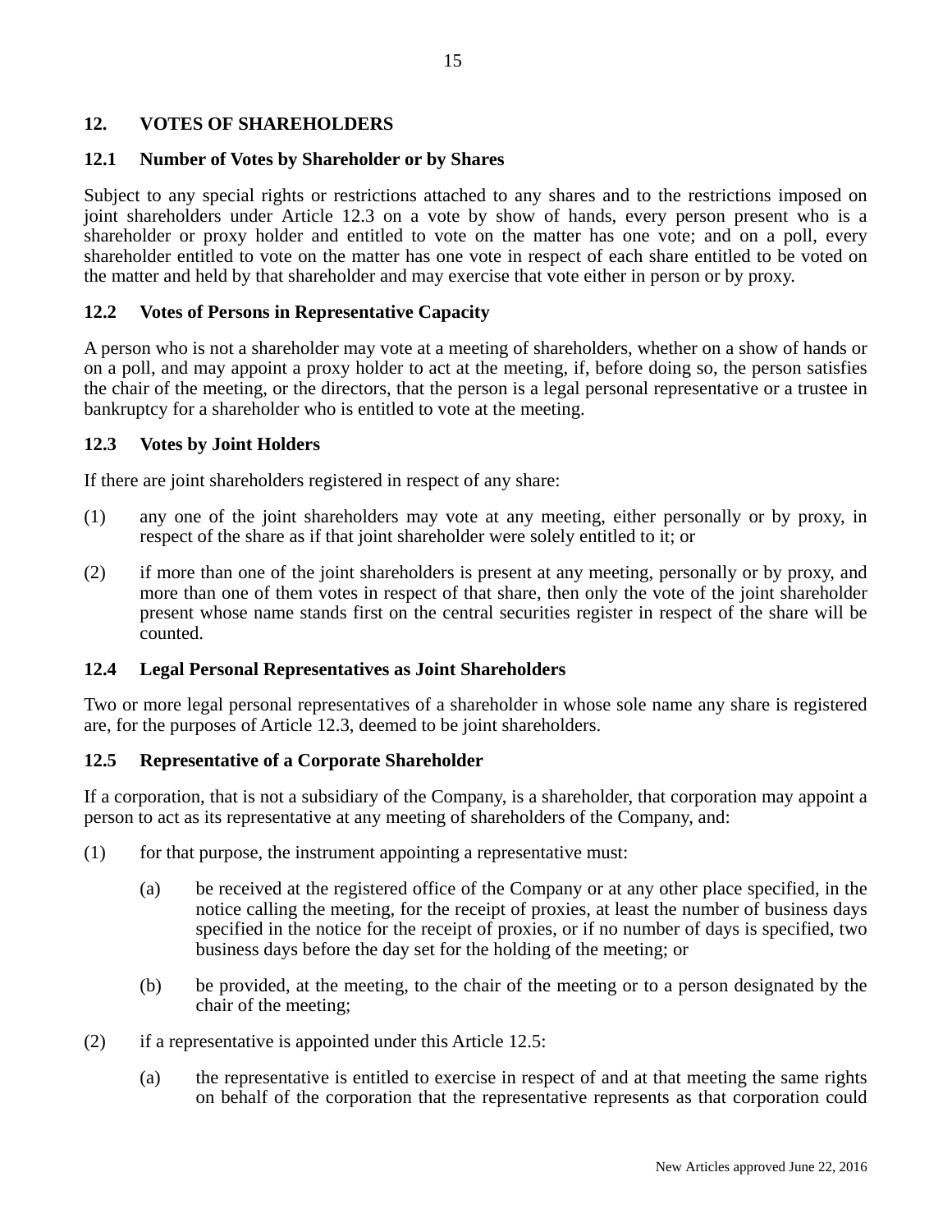## 12. VOTES OF SHAREHOLDERS

### 12.1 Number of Votes by Shareholder or by Shares

Subject to any special rights or restrictions attached to any shares and to the restrictions imposed on joint shareholders under Article 12.3 on a vote by show of hands, every person present who is a shareholder or proxy holder and entitled to vote on the matter has one vote; and on a poll, every shareholder entitled to vote on the matter has one vote in respect of each share entitled to be voted on the matter and held by that shareholder and may exercise that vote either in person or by proxy.

### 12.2 Votes of Persons in Representative Capacity

A person who is not a shareholder may vote at a meeting of shareholders, whether on a show of hands or on a poll, and may appoint a proxy holder to act at the meeting, if, before doing so, the person satisfies the chair of the meeting, or the directors, that the person is a legal personal representative or a trustee in bankruptcy for a shareholder who is entitled to vote at the meeting.

### 12.3 Votes by Joint Holders

If there are joint shareholders registered in respect of any share:

(1) any one of the joint shareholders may vote at any meeting, either personally or by proxy, in respect of the share as if that joint shareholder were solely entitled to it; or

(2) if more than one of the joint shareholders is present at any meeting, personally or by proxy, and more than one of them votes in respect of that share, then only the vote of the joint shareholder present whose name stands first on the central securities register in respect of the share will be counted.

### 12.4 Legal Personal Representatives as Joint Shareholders

Two or more legal personal representatives of a shareholder in whose sole name any share is registered are, for the purposes of Article 12.3, deemed to be joint shareholders.

### 12.5 Representative of a Corporate Shareholder

If a corporation, that is not a subsidiary of the Company, is a shareholder, that corporation may appoint a person to act as its representative at any meeting of shareholders of the Company, and:

(1) for that purpose, the instrument appointing a representative must:

   (a) be received at the registered office of the Company or at any other place specified, in the notice calling the meeting, for the receipt of proxies, at least the number of business days specified in the notice for the receipt of proxies, or if no number of days is specified, two business days before the day set for the holding of the meeting; or

   (b) be provided, at the meeting, to the chair of the meeting or to a person designated by the chair of the meeting;

(2) if a representative is appointed under this Article 12.5:

   (a) the representative is entitled to exercise in respect of and at that meeting the same rights on behalf of the corporation that the representative represents as that corporation could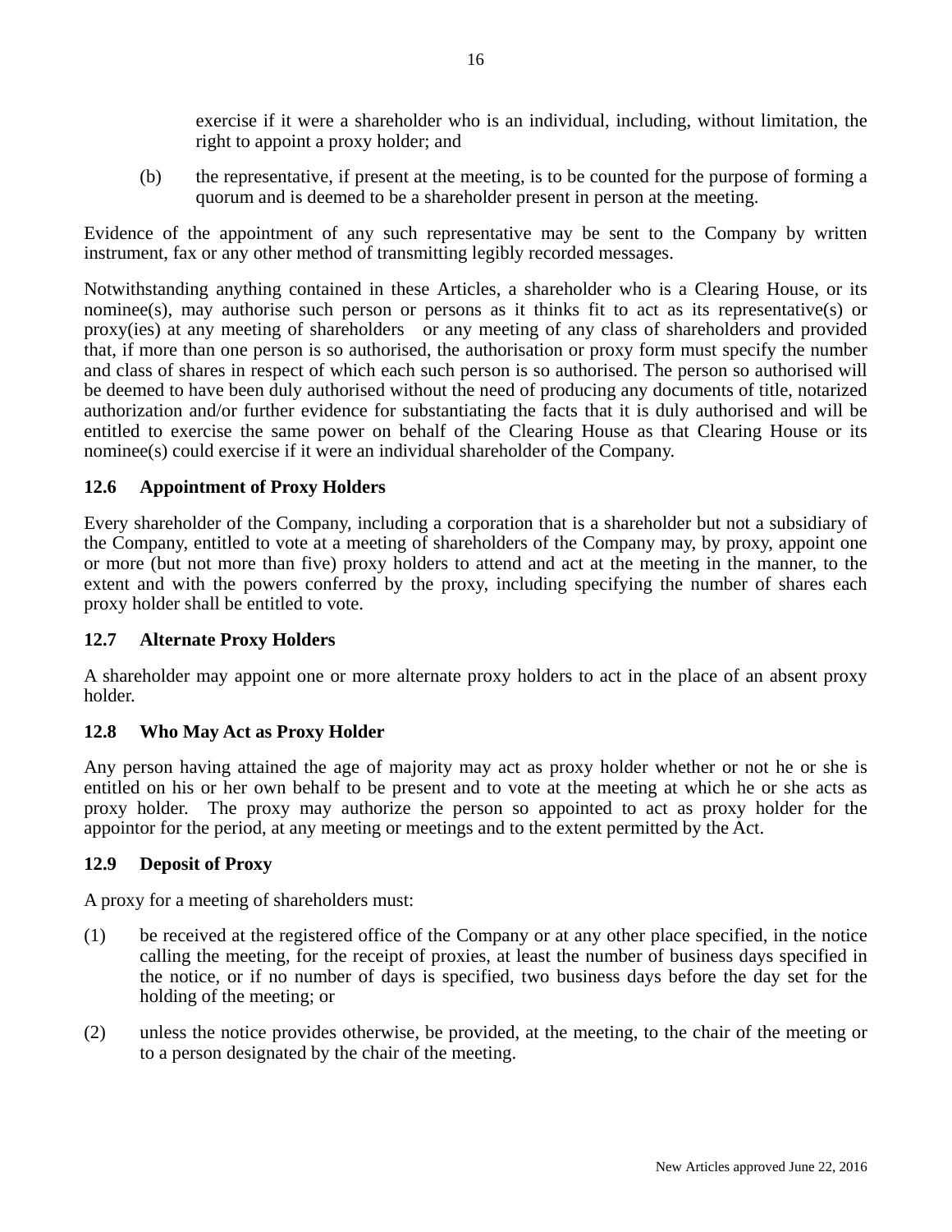exercise if it were a shareholder who is an individual, including, without limitation, the right to appoint a proxy holder; and

(b) the representative, if present at the meeting, is to be counted for the purpose of forming a quorum and is deemed to be a shareholder present in person at the meeting.

Evidence of the appointment of any such representative may be sent to the Company by written instrument, fax or any other method of transmitting legibly recorded messages.

Notwithstanding anything contained in these Articles, a shareholder who is a Clearing House, or its nominee(s), may authorise such person or persons as it thinks fit to act as its representative(s) or proxy(ies) at any meeting of shareholders or any meeting of any class of shareholders and provided that, if more than one person is so authorised, the authorisation or proxy form must specify the number and class of shares in respect of which each such person is so authorised. The person so authorised will be deemed to have been duly authorised without the need of producing any documents of title, notarized authorization and/or further evidence for substantiating the facts that it is duly authorised and will be entitled to exercise the same power on behalf of the Clearing House as that Clearing House or its nominee(s) could exercise if it were an individual shareholder of the Company.

### 12.6 Appointment of Proxy Holders

Every shareholder of the Company, including a corporation that is a shareholder but not a subsidiary of the Company, entitled to vote at a meeting of shareholders of the Company may, by proxy, appoint one or more (but not more than five) proxy holders to attend and act at the meeting in the manner, to the extent and with the powers conferred by the proxy, including specifying the number of shares each proxy holder shall be entitled to vote.

### 12.7 Alternate Proxy Holders

A shareholder may appoint one or more alternate proxy holders to act in the place of an absent proxy holder.

### 12.8 Who May Act as Proxy Holder

Any person having attained the age of majority may act as proxy holder whether or not he or she is entitled on his or her own behalf to be present and to vote at the meeting at which he or she acts as proxy holder. The proxy may authorize the person so appointed to act as proxy holder for the appointor for the period, at any meeting or meetings and to the extent permitted by the Act.

### 12.9 Deposit of Proxy

A proxy for a meeting of shareholders must:

(1) be received at the registered office of the Company or at any other place specified, in the notice calling the meeting, for the receipt of proxies, at least the number of business days specified in the notice, or if no number of days is specified, two business days before the day set for the holding of the meeting; or

(2) unless the notice provides otherwise, be provided, at the meeting, to the chair of the meeting or to a person designated by the chair of the meeting.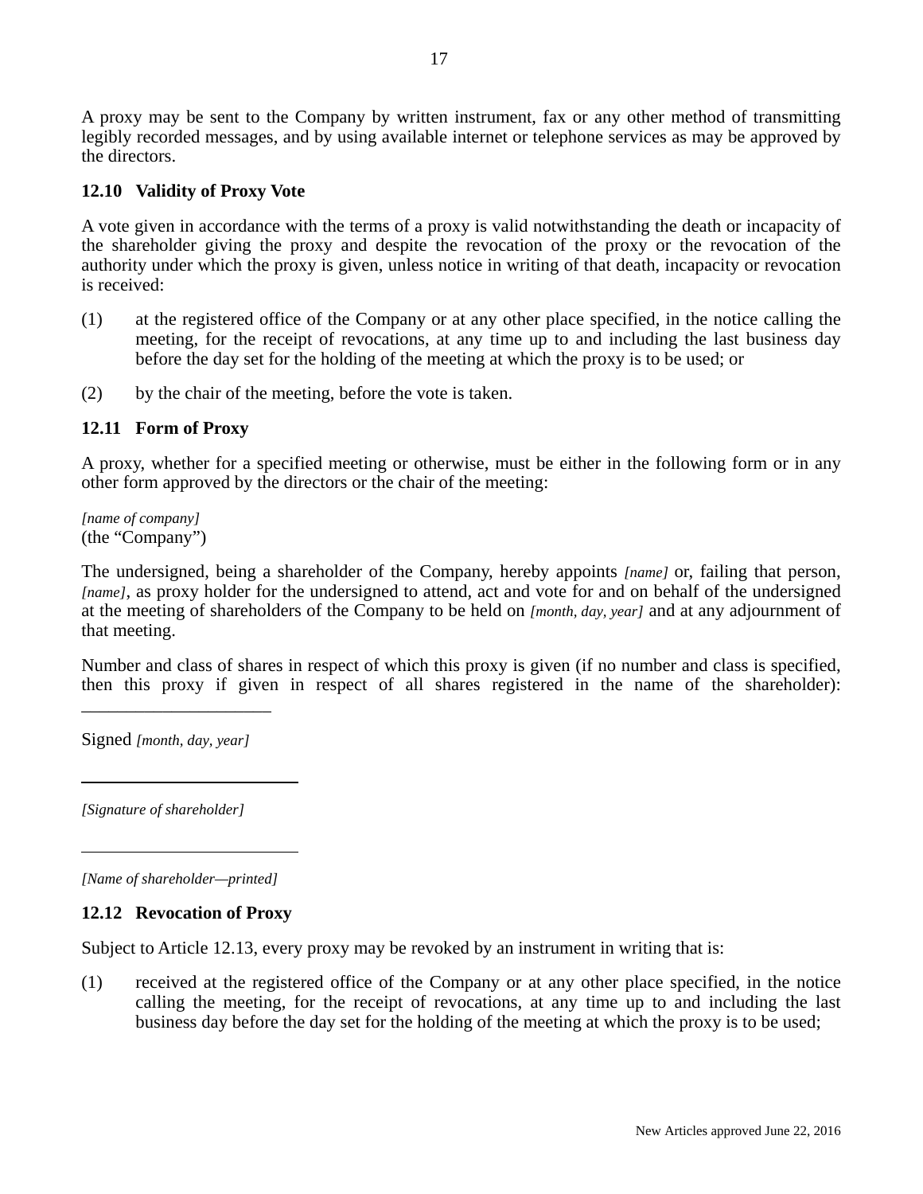A proxy may be sent to the Company by written instrument, fax or any other method of transmitting legibly recorded messages, and by using available internet or telephone services as may be approved by the directors.

### 12.10 Validity of Proxy Vote

A vote given in accordance with the terms of a proxy is valid notwithstanding the death or incapacity of the shareholder giving the proxy and despite the revocation of the proxy or the revocation of the authority under which the proxy is given, unless notice in writing of that death, incapacity or revocation is received:

(1) at the registered office of the Company or at any other place specified, in the notice calling the meeting, for the receipt of revocations, at any time up to and including the last business day before the day set for the holding of the meeting at which the proxy is to be used; or

(2) by the chair of the meeting, before the vote is taken.

### 12.11 Form of Proxy

A proxy, whether for a specified meeting or otherwise, must be either in the following form or in any other form approved by the directors or the chair of the meeting:

*[name of company]*
(the "Company")

The undersigned, being a shareholder of the Company, hereby appoints *[name]* or, failing that person, *[name]*, as proxy holder for the undersigned to attend, act and vote for and on behalf of the undersigned at the meeting of shareholders of the Company to be held on *[month, day, year]* and at any adjournment of that meeting.

Number and class of shares in respect of which this proxy is given (if no number and class is specified, then this proxy if given in respect of all shares registered in the name of the shareholder): \_\_\_\_\_\_\_\_\_\_\_\_\_\_\_\_\_\_\_\_\_\_

Signed *[month, day, year]*

\_\_\_\_\_\_\_\_\_\_\_\_\_\_\_\_\_\_\_\_\_\_\_\_\_\_

*[Signature of shareholder]*

\_\_\_\_\_\_\_\_\_\_\_\_\_\_\_\_\_\_\_\_\_\_\_\_\_\_

*[Name of shareholder—printed]*

### 12.12 Revocation of Proxy

Subject to Article 12.13, every proxy may be revoked by an instrument in writing that is:

(1) received at the registered office of the Company or at any other place specified, in the notice calling the meeting, for the receipt of revocations, at any time up to and including the last business day before the day set for the holding of the meeting at which the proxy is to be used;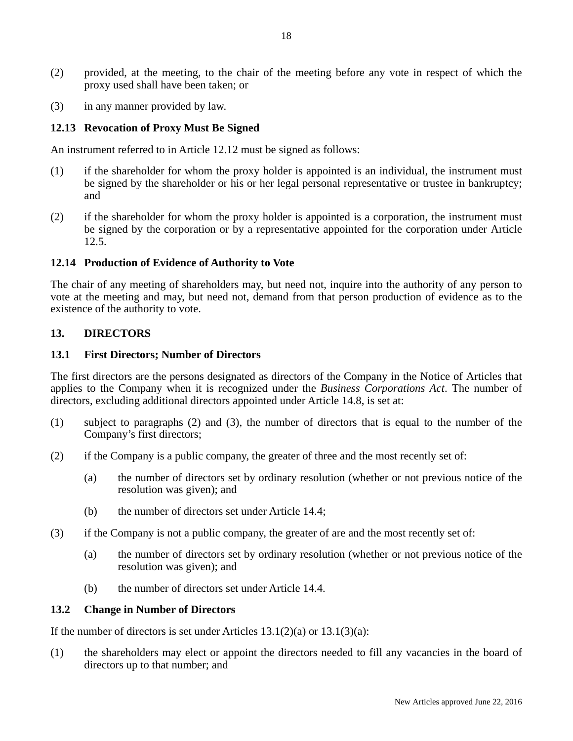(2) provided, at the meeting, to the chair of the meeting before any vote in respect of which the proxy used shall have been taken; or

(3) in any manner provided by law.

**12.13 Revocation of Proxy Must Be Signed**

An instrument referred to in Article 12.12 must be signed as follows:

(1) if the shareholder for whom the proxy holder is appointed is an individual, the instrument must be signed by the shareholder or his or her legal personal representative or trustee in bankruptcy; and

(2) if the shareholder for whom the proxy holder is appointed is a corporation, the instrument must be signed by the corporation or by a representative appointed for the corporation under Article 12.5.

**12.14 Production of Evidence of Authority to Vote**

The chair of any meeting of shareholders may, but need not, inquire into the authority of any person to vote at the meeting and may, but need not, demand from that person production of evidence as to the existence of the authority to vote.

## 13. DIRECTORS

**13.1 First Directors; Number of Directors**

The first directors are the persons designated as directors of the Company in the Notice of Articles that applies to the Company when it is recognized under the *Business Corporations Act*. The number of directors, excluding additional directors appointed under Article 14.8, is set at:

(1) subject to paragraphs (2) and (3), the number of directors that is equal to the number of the Company's first directors;

(2) if the Company is a public company, the greater of three and the most recently set of:

    (a) the number of directors set by ordinary resolution (whether or not previous notice of the resolution was given); and

    (b) the number of directors set under Article 14.4;

(3) if the Company is not a public company, the greater of are and the most recently set of:

    (a) the number of directors set by ordinary resolution (whether or not previous notice of the resolution was given); and

    (b) the number of directors set under Article 14.4.

**13.2 Change in Number of Directors**

If the number of directors is set under Articles 13.1(2)(a) or 13.1(3)(a):

(1) the shareholders may elect or appoint the directors needed to fill any vacancies in the board of directors up to that number; and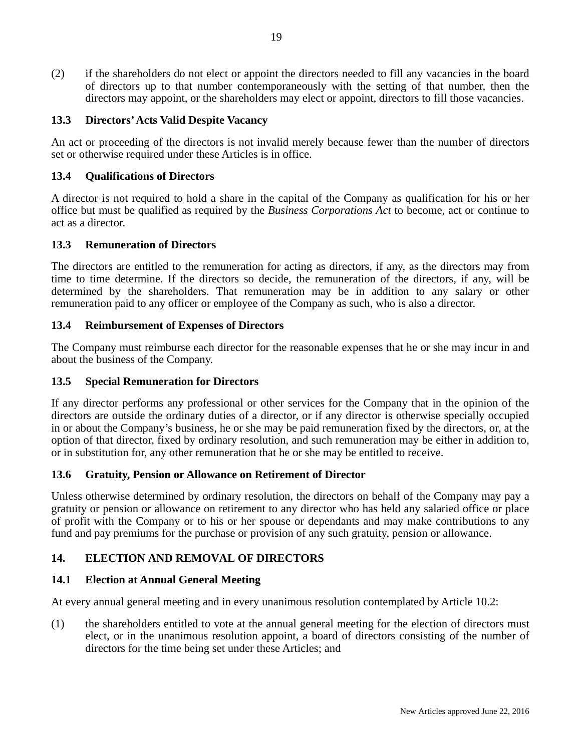(2) if the shareholders do not elect or appoint the directors needed to fill any vacancies in the board of directors up to that number contemporaneously with the setting of that number, then the directors may appoint, or the shareholders may elect or appoint, directors to fill those vacancies.

### 13.3 Directors' Acts Valid Despite Vacancy

An act or proceeding of the directors is not invalid merely because fewer than the number of directors set or otherwise required under these Articles is in office.

### 13.4 Qualifications of Directors

A director is not required to hold a share in the capital of the Company as qualification for his or her office but must be qualified as required by the *Business Corporations Act* to become, act or continue to act as a director.

### 13.3 Remuneration of Directors

The directors are entitled to the remuneration for acting as directors, if any, as the directors may from time to time determine. If the directors so decide, the remuneration of the directors, if any, will be determined by the shareholders. That remuneration may be in addition to any salary or other remuneration paid to any officer or employee of the Company as such, who is also a director.

### 13.4 Reimbursement of Expenses of Directors

The Company must reimburse each director for the reasonable expenses that he or she may incur in and about the business of the Company.

### 13.5 Special Remuneration for Directors

If any director performs any professional or other services for the Company that in the opinion of the directors are outside the ordinary duties of a director, or if any director is otherwise specially occupied in or about the Company's business, he or she may be paid remuneration fixed by the directors, or, at the option of that director, fixed by ordinary resolution, and such remuneration may be either in addition to, or in substitution for, any other remuneration that he or she may be entitled to receive.

### 13.6 Gratuity, Pension or Allowance on Retirement of Director

Unless otherwise determined by ordinary resolution, the directors on behalf of the Company may pay a gratuity or pension or allowance on retirement to any director who has held any salaried office or place of profit with the Company or to his or her spouse or dependants and may make contributions to any fund and pay premiums for the purchase or provision of any such gratuity, pension or allowance.

## 14. ELECTION AND REMOVAL OF DIRECTORS

### 14.1 Election at Annual General Meeting

At every annual general meeting and in every unanimous resolution contemplated by Article 10.2:

(1) the shareholders entitled to vote at the annual general meeting for the election of directors must elect, or in the unanimous resolution appoint, a board of directors consisting of the number of directors for the time being set under these Articles; and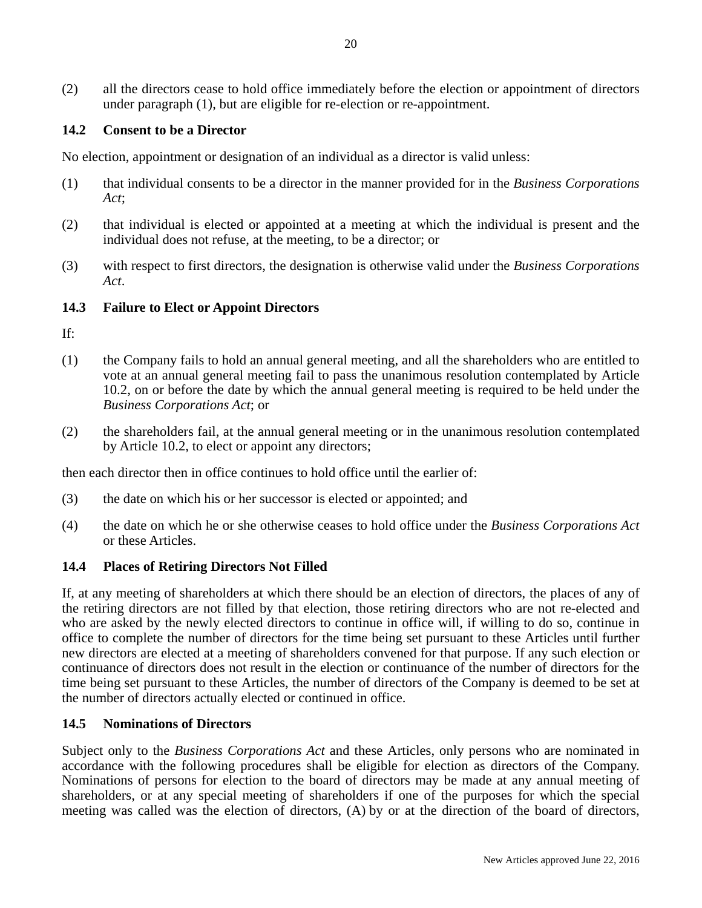(2) all the directors cease to hold office immediately before the election or appointment of directors under paragraph (1), but are eligible for re-election or re-appointment.

### 14.2 Consent to be a Director

No election, appointment or designation of an individual as a director is valid unless:

(1) that individual consents to be a director in the manner provided for in the *Business Corporations Act*;

(2) that individual is elected or appointed at a meeting at which the individual is present and the individual does not refuse, at the meeting, to be a director; or

(3) with respect to first directors, the designation is otherwise valid under the *Business Corporations Act*.

### 14.3 Failure to Elect or Appoint Directors

If:

(1) the Company fails to hold an annual general meeting, and all the shareholders who are entitled to vote at an annual general meeting fail to pass the unanimous resolution contemplated by Article 10.2, on or before the date by which the annual general meeting is required to be held under the *Business Corporations Act*; or

(2) the shareholders fail, at the annual general meeting or in the unanimous resolution contemplated by Article 10.2, to elect or appoint any directors;

then each director then in office continues to hold office until the earlier of:

(3) the date on which his or her successor is elected or appointed; and

(4) the date on which he or she otherwise ceases to hold office under the *Business Corporations Act* or these Articles.

### 14.4 Places of Retiring Directors Not Filled

If, at any meeting of shareholders at which there should be an election of directors, the places of any of the retiring directors are not filled by that election, those retiring directors who are not re-elected and who are asked by the newly elected directors to continue in office will, if willing to do so, continue in office to complete the number of directors for the time being set pursuant to these Articles until further new directors are elected at a meeting of shareholders convened for that purpose. If any such election or continuance of directors does not result in the election or continuance of the number of directors for the time being set pursuant to these Articles, the number of directors of the Company is deemed to be set at the number of directors actually elected or continued in office.

### 14.5 Nominations of Directors

Subject only to the *Business Corporations Act* and these Articles, only persons who are nominated in accordance with the following procedures shall be eligible for election as directors of the Company. Nominations of persons for election to the board of directors may be made at any annual meeting of shareholders, or at any special meeting of shareholders if one of the purposes for which the special meeting was called was the election of directors, (A) by or at the direction of the board of directors,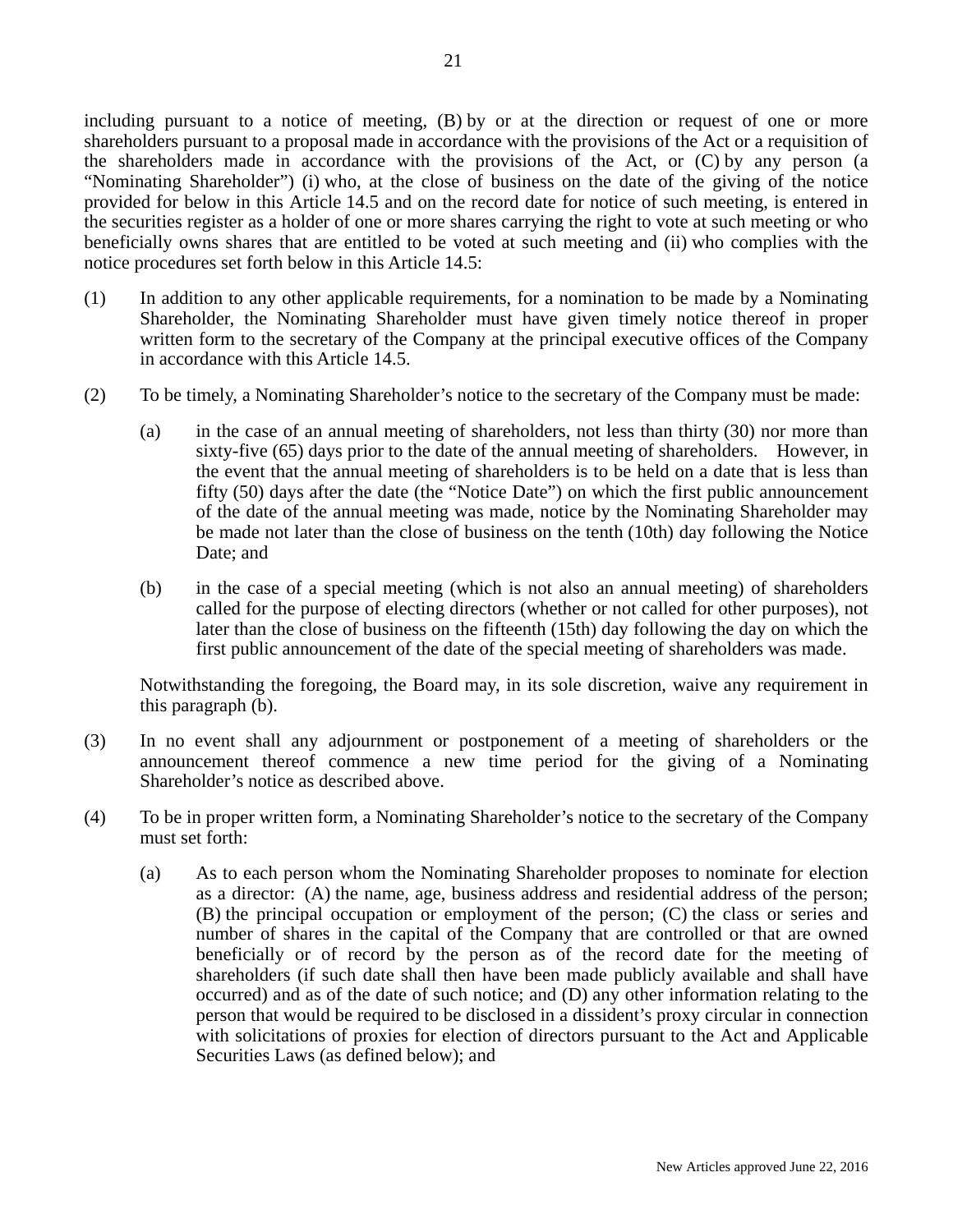including pursuant to a notice of meeting, (B) by or at the direction or request of one or more shareholders pursuant to a proposal made in accordance with the provisions of the Act or a requisition of the shareholders made in accordance with the provisions of the Act, or (C) by any person (a "Nominating Shareholder") (i) who, at the close of business on the date of the giving of the notice provided for below in this Article 14.5 and on the record date for notice of such meeting, is entered in the securities register as a holder of one or more shares carrying the right to vote at such meeting or who beneficially owns shares that are entitled to be voted at such meeting and (ii) who complies with the notice procedures set forth below in this Article 14.5:

(1) In addition to any other applicable requirements, for a nomination to be made by a Nominating Shareholder, the Nominating Shareholder must have given timely notice thereof in proper written form to the secretary of the Company at the principal executive offices of the Company in accordance with this Article 14.5.

(2) To be timely, a Nominating Shareholder's notice to the secretary of the Company must be made:

  (a) in the case of an annual meeting of shareholders, not less than thirty (30) nor more than sixty-five (65) days prior to the date of the annual meeting of shareholders. However, in the event that the annual meeting of shareholders is to be held on a date that is less than fifty (50) days after the date (the "Notice Date") on which the first public announcement of the date of the annual meeting was made, notice by the Nominating Shareholder may be made not later than the close of business on the tenth (10th) day following the Notice Date; and

  (b) in the case of a special meeting (which is not also an annual meeting) of shareholders called for the purpose of electing directors (whether or not called for other purposes), not later than the close of business on the fifteenth (15th) day following the day on which the first public announcement of the date of the special meeting of shareholders was made.

  Notwithstanding the foregoing, the Board may, in its sole discretion, waive any requirement in this paragraph (b).

(3) In no event shall any adjournment or postponement of a meeting of shareholders or the announcement thereof commence a new time period for the giving of a Nominating Shareholder's notice as described above.

(4) To be in proper written form, a Nominating Shareholder's notice to the secretary of the Company must set forth:

  (a) As to each person whom the Nominating Shareholder proposes to nominate for election as a director: (A) the name, age, business address and residential address of the person; (B) the principal occupation or employment of the person; (C) the class or series and number of shares in the capital of the Company that are controlled or that are owned beneficially or of record by the person as of the record date for the meeting of shareholders (if such date shall then have been made publicly available and shall have occurred) and as of the date of such notice; and (D) any other information relating to the person that would be required to be disclosed in a dissident's proxy circular in connection with solicitations of proxies for election of directors pursuant to the Act and Applicable Securities Laws (as defined below); and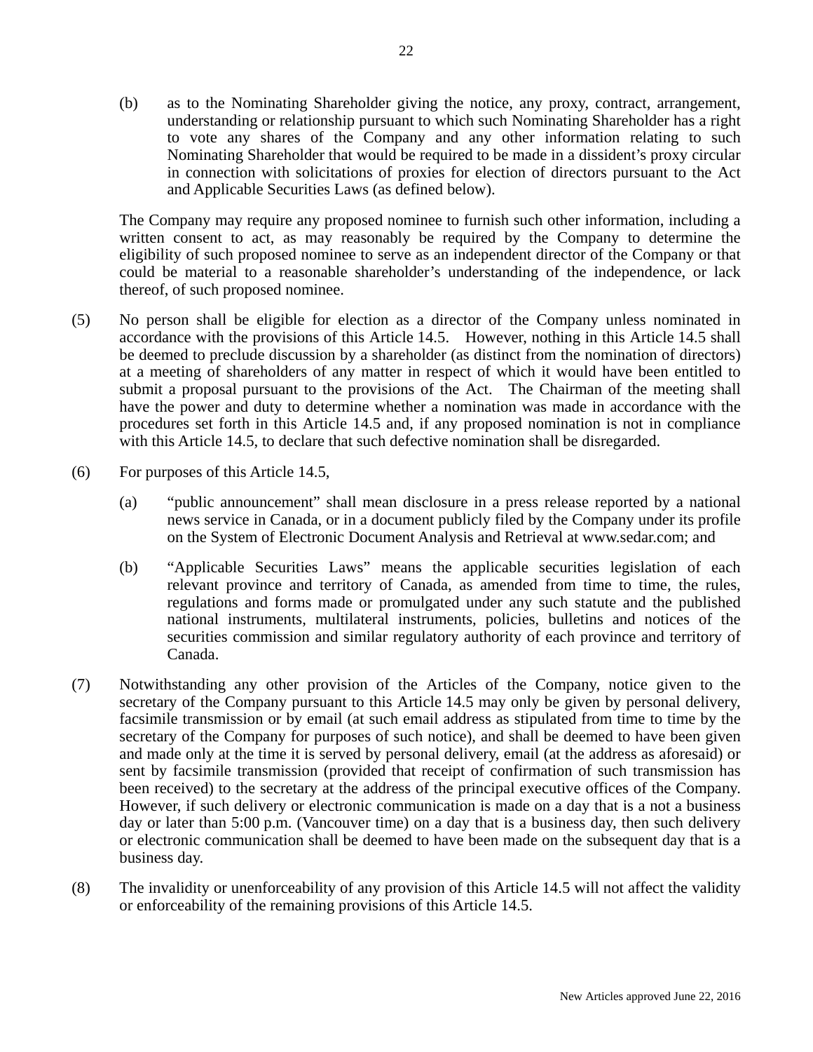(b) as to the Nominating Shareholder giving the notice, any proxy, contract, arrangement, understanding or relationship pursuant to which such Nominating Shareholder has a right to vote any shares of the Company and any other information relating to such Nominating Shareholder that would be required to be made in a dissident's proxy circular in connection with solicitations of proxies for election of directors pursuant to the Act and Applicable Securities Laws (as defined below).

The Company may require any proposed nominee to furnish such other information, including a written consent to act, as may reasonably be required by the Company to determine the eligibility of such proposed nominee to serve as an independent director of the Company or that could be material to a reasonable shareholder's understanding of the independence, or lack thereof, of such proposed nominee.

(5) No person shall be eligible for election as a director of the Company unless nominated in accordance with the provisions of this Article 14.5. However, nothing in this Article 14.5 shall be deemed to preclude discussion by a shareholder (as distinct from the nomination of directors) at a meeting of shareholders of any matter in respect of which it would have been entitled to submit a proposal pursuant to the provisions of the Act. The Chairman of the meeting shall have the power and duty to determine whether a nomination was made in accordance with the procedures set forth in this Article 14.5 and, if any proposed nomination is not in compliance with this Article 14.5, to declare that such defective nomination shall be disregarded.

(6) For purposes of this Article 14.5,

(a) "public announcement" shall mean disclosure in a press release reported by a national news service in Canada, or in a document publicly filed by the Company under its profile on the System of Electronic Document Analysis and Retrieval at www.sedar.com; and

(b) "Applicable Securities Laws" means the applicable securities legislation of each relevant province and territory of Canada, as amended from time to time, the rules, regulations and forms made or promulgated under any such statute and the published national instruments, multilateral instruments, policies, bulletins and notices of the securities commission and similar regulatory authority of each province and territory of Canada.

(7) Notwithstanding any other provision of the Articles of the Company, notice given to the secretary of the Company pursuant to this Article 14.5 may only be given by personal delivery, facsimile transmission or by email (at such email address as stipulated from time to time by the secretary of the Company for purposes of such notice), and shall be deemed to have been given and made only at the time it is served by personal delivery, email (at the address as aforesaid) or sent by facsimile transmission (provided that receipt of confirmation of such transmission has been received) to the secretary at the address of the principal executive offices of the Company. However, if such delivery or electronic communication is made on a day that is a not a business day or later than 5:00 p.m. (Vancouver time) on a day that is a business day, then such delivery or electronic communication shall be deemed to have been made on the subsequent day that is a business day.

(8) The invalidity or unenforceability of any provision of this Article 14.5 will not affect the validity or enforceability of the remaining provisions of this Article 14.5.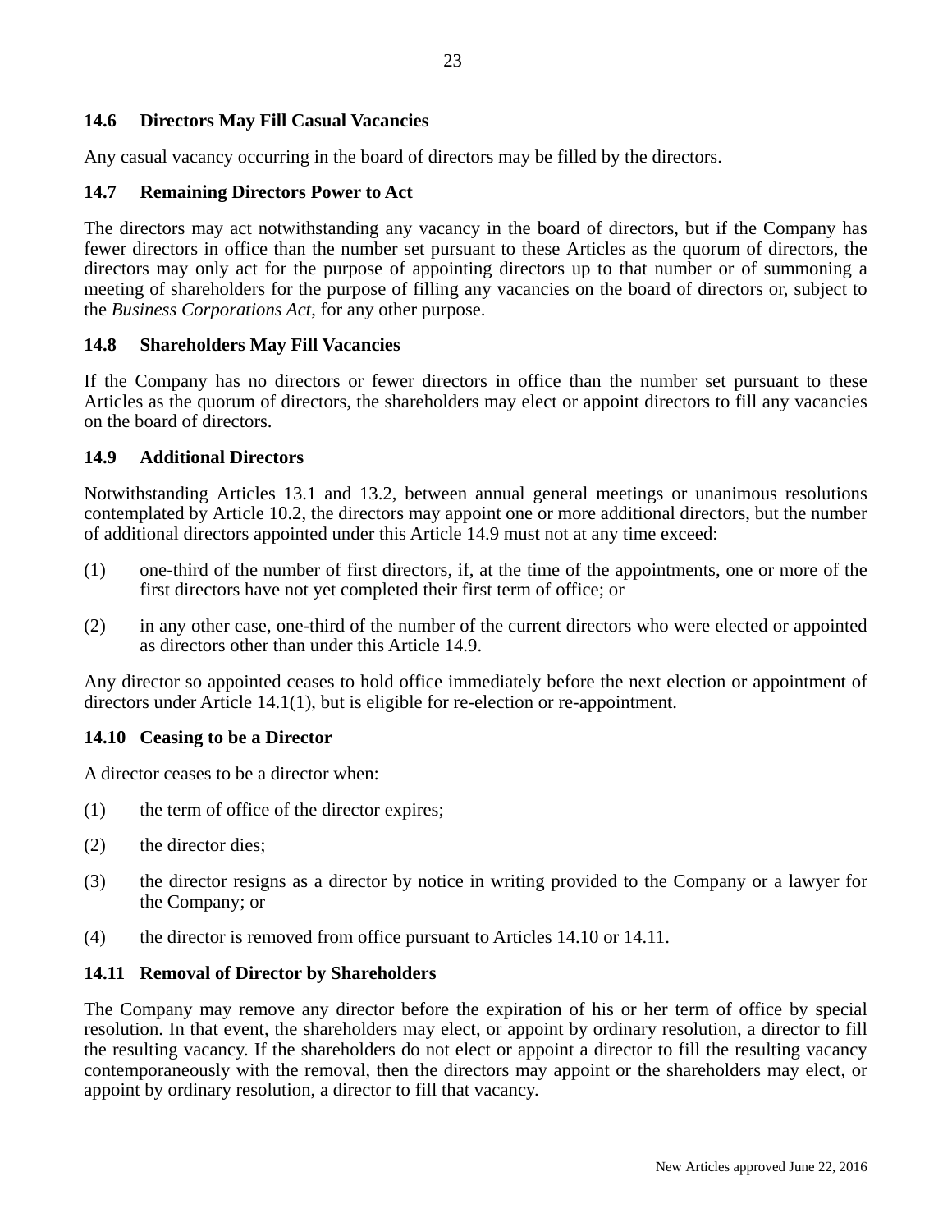### 14.6 Directors May Fill Casual Vacancies

Any casual vacancy occurring in the board of directors may be filled by the directors.

### 14.7 Remaining Directors Power to Act

The directors may act notwithstanding any vacancy in the board of directors, but if the Company has fewer directors in office than the number set pursuant to these Articles as the quorum of directors, the directors may only act for the purpose of appointing directors up to that number or of summoning a meeting of shareholders for the purpose of filling any vacancies on the board of directors or, subject to the *Business Corporations Act*, for any other purpose.

### 14.8 Shareholders May Fill Vacancies

If the Company has no directors or fewer directors in office than the number set pursuant to these Articles as the quorum of directors, the shareholders may elect or appoint directors to fill any vacancies on the board of directors.

### 14.9 Additional Directors

Notwithstanding Articles 13.1 and 13.2, between annual general meetings or unanimous resolutions contemplated by Article 10.2, the directors may appoint one or more additional directors, but the number of additional directors appointed under this Article 14.9 must not at any time exceed:

(1) one-third of the number of first directors, if, at the time of the appointments, one or more of the first directors have not yet completed their first term of office; or

(2) in any other case, one-third of the number of the current directors who were elected or appointed as directors other than under this Article 14.9.

Any director so appointed ceases to hold office immediately before the next election or appointment of directors under Article 14.1(1), but is eligible for re-election or re-appointment.

### 14.10 Ceasing to be a Director

A director ceases to be a director when:

(1) the term of office of the director expires;

(2) the director dies;

(3) the director resigns as a director by notice in writing provided to the Company or a lawyer for the Company; or

(4) the director is removed from office pursuant to Articles 14.10 or 14.11.

### 14.11 Removal of Director by Shareholders

The Company may remove any director before the expiration of his or her term of office by special resolution. In that event, the shareholders may elect, or appoint by ordinary resolution, a director to fill the resulting vacancy. If the shareholders do not elect or appoint a director to fill the resulting vacancy contemporaneously with the removal, then the directors may appoint or the shareholders may elect, or appoint by ordinary resolution, a director to fill that vacancy.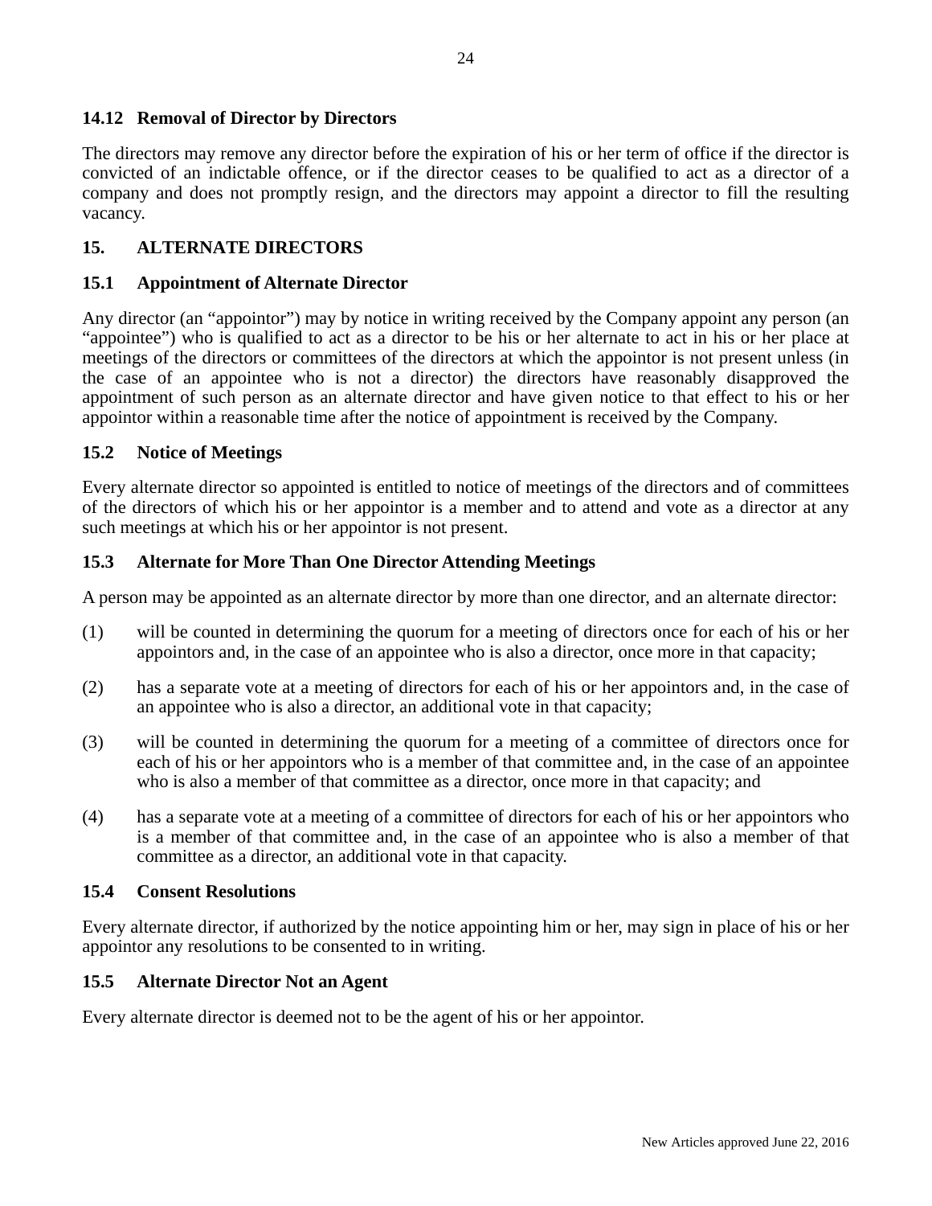### 14.12 Removal of Director by Directors

The directors may remove any director before the expiration of his or her term of office if the director is convicted of an indictable offence, or if the director ceases to be qualified to act as a director of a company and does not promptly resign, and the directors may appoint a director to fill the resulting vacancy.

## 15. ALTERNATE DIRECTORS

### 15.1 Appointment of Alternate Director

Any director (an "appointor") may by notice in writing received by the Company appoint any person (an "appointee") who is qualified to act as a director to be his or her alternate to act in his or her place at meetings of the directors or committees of the directors at which the appointor is not present unless (in the case of an appointee who is not a director) the directors have reasonably disapproved the appointment of such person as an alternate director and have given notice to that effect to his or her appointor within a reasonable time after the notice of appointment is received by the Company.

### 15.2 Notice of Meetings

Every alternate director so appointed is entitled to notice of meetings of the directors and of committees of the directors of which his or her appointor is a member and to attend and vote as a director at any such meetings at which his or her appointor is not present.

### 15.3 Alternate for More Than One Director Attending Meetings

A person may be appointed as an alternate director by more than one director, and an alternate director:

(1) will be counted in determining the quorum for a meeting of directors once for each of his or her appointors and, in the case of an appointee who is also a director, once more in that capacity;

(2) has a separate vote at a meeting of directors for each of his or her appointors and, in the case of an appointee who is also a director, an additional vote in that capacity;

(3) will be counted in determining the quorum for a meeting of a committee of directors once for each of his or her appointors who is a member of that committee and, in the case of an appointee who is also a member of that committee as a director, once more in that capacity; and

(4) has a separate vote at a meeting of a committee of directors for each of his or her appointors who is a member of that committee and, in the case of an appointee who is also a member of that committee as a director, an additional vote in that capacity.

### 15.4 Consent Resolutions

Every alternate director, if authorized by the notice appointing him or her, may sign in place of his or her appointor any resolutions to be consented to in writing.

### 15.5 Alternate Director Not an Agent

Every alternate director is deemed not to be the agent of his or her appointor.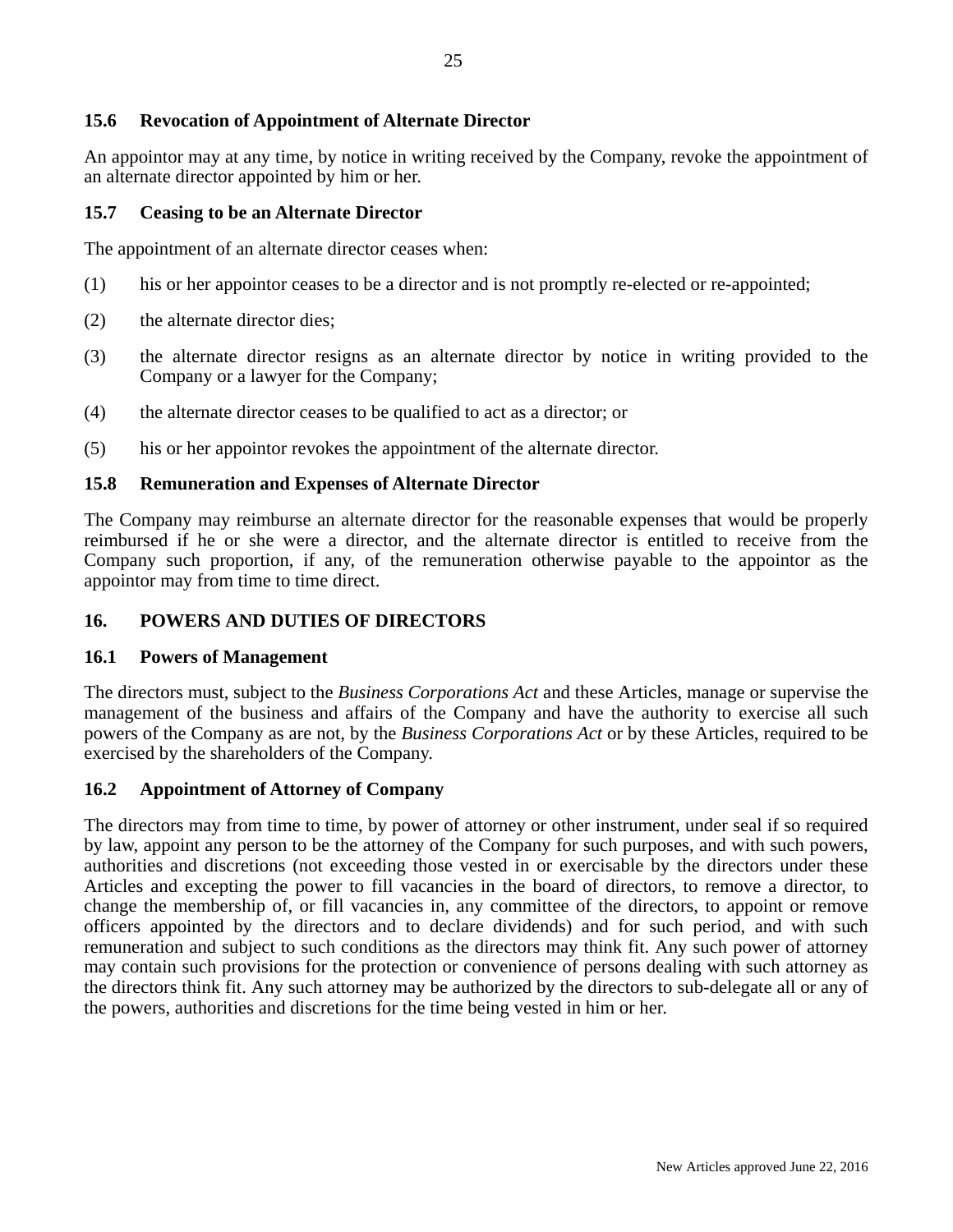### 15.6 Revocation of Appointment of Alternate Director

An appointor may at any time, by notice in writing received by the Company, revoke the appointment of an alternate director appointed by him or her.

### 15.7 Ceasing to be an Alternate Director

The appointment of an alternate director ceases when:

(1) his or her appointor ceases to be a director and is not promptly re-elected or re-appointed;

(2) the alternate director dies;

(3) the alternate director resigns as an alternate director by notice in writing provided to the Company or a lawyer for the Company;

(4) the alternate director ceases to be qualified to act as a director; or

(5) his or her appointor revokes the appointment of the alternate director.

### 15.8 Remuneration and Expenses of Alternate Director

The Company may reimburse an alternate director for the reasonable expenses that would be properly reimbursed if he or she were a director, and the alternate director is entitled to receive from the Company such proportion, if any, of the remuneration otherwise payable to the appointor as the appointor may from time to time direct.

## 16. POWERS AND DUTIES OF DIRECTORS

### 16.1 Powers of Management

The directors must, subject to the *Business Corporations Act* and these Articles, manage or supervise the management of the business and affairs of the Company and have the authority to exercise all such powers of the Company as are not, by the *Business Corporations Act* or by these Articles, required to be exercised by the shareholders of the Company.

### 16.2 Appointment of Attorney of Company

The directors may from time to time, by power of attorney or other instrument, under seal if so required by law, appoint any person to be the attorney of the Company for such purposes, and with such powers, authorities and discretions (not exceeding those vested in or exercisable by the directors under these Articles and excepting the power to fill vacancies in the board of directors, to remove a director, to change the membership of, or fill vacancies in, any committee of the directors, to appoint or remove officers appointed by the directors and to declare dividends) and for such period, and with such remuneration and subject to such conditions as the directors may think fit. Any such power of attorney may contain such provisions for the protection or convenience of persons dealing with such attorney as the directors think fit. Any such attorney may be authorized by the directors to sub-delegate all or any of the powers, authorities and discretions for the time being vested in him or her.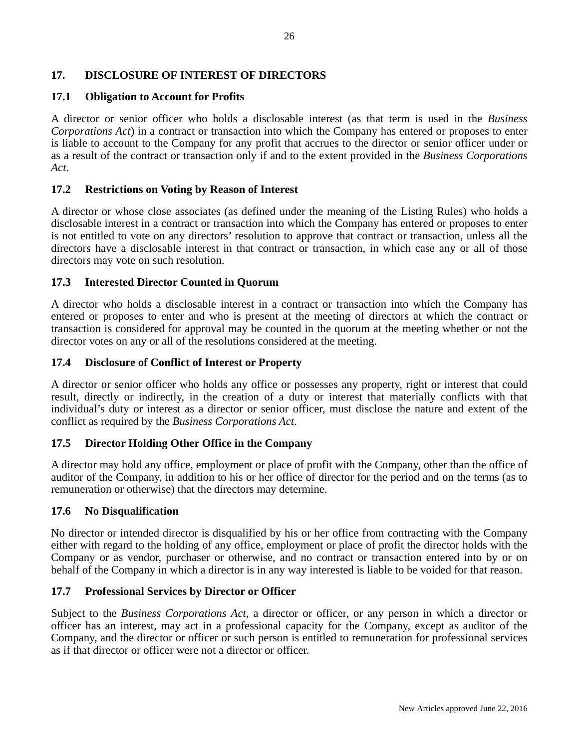## 17. DISCLOSURE OF INTEREST OF DIRECTORS

### 17.1 Obligation to Account for Profits

A director or senior officer who holds a disclosable interest (as that term is used in the *Business Corporations Act*) in a contract or transaction into which the Company has entered or proposes to enter is liable to account to the Company for any profit that accrues to the director or senior officer under or as a result of the contract or transaction only if and to the extent provided in the *Business Corporations Act*.

### 17.2 Restrictions on Voting by Reason of Interest

A director or whose close associates (as defined under the meaning of the Listing Rules) who holds a disclosable interest in a contract or transaction into which the Company has entered or proposes to enter is not entitled to vote on any directors' resolution to approve that contract or transaction, unless all the directors have a disclosable interest in that contract or transaction, in which case any or all of those directors may vote on such resolution.

### 17.3 Interested Director Counted in Quorum

A director who holds a disclosable interest in a contract or transaction into which the Company has entered or proposes to enter and who is present at the meeting of directors at which the contract or transaction is considered for approval may be counted in the quorum at the meeting whether or not the director votes on any or all of the resolutions considered at the meeting.

### 17.4 Disclosure of Conflict of Interest or Property

A director or senior officer who holds any office or possesses any property, right or interest that could result, directly or indirectly, in the creation of a duty or interest that materially conflicts with that individual's duty or interest as a director or senior officer, must disclose the nature and extent of the conflict as required by the *Business Corporations Act*.

### 17.5 Director Holding Other Office in the Company

A director may hold any office, employment or place of profit with the Company, other than the office of auditor of the Company, in addition to his or her office of director for the period and on the terms (as to remuneration or otherwise) that the directors may determine.

### 17.6 No Disqualification

No director or intended director is disqualified by his or her office from contracting with the Company either with regard to the holding of any office, employment or place of profit the director holds with the Company or as vendor, purchaser or otherwise, and no contract or transaction entered into by or on behalf of the Company in which a director is in any way interested is liable to be voided for that reason.

### 17.7 Professional Services by Director or Officer

Subject to the *Business Corporations Act*, a director or officer, or any person in which a director or officer has an interest, may act in a professional capacity for the Company, except as auditor of the Company, and the director or officer or such person is entitled to remuneration for professional services as if that director or officer were not a director or officer.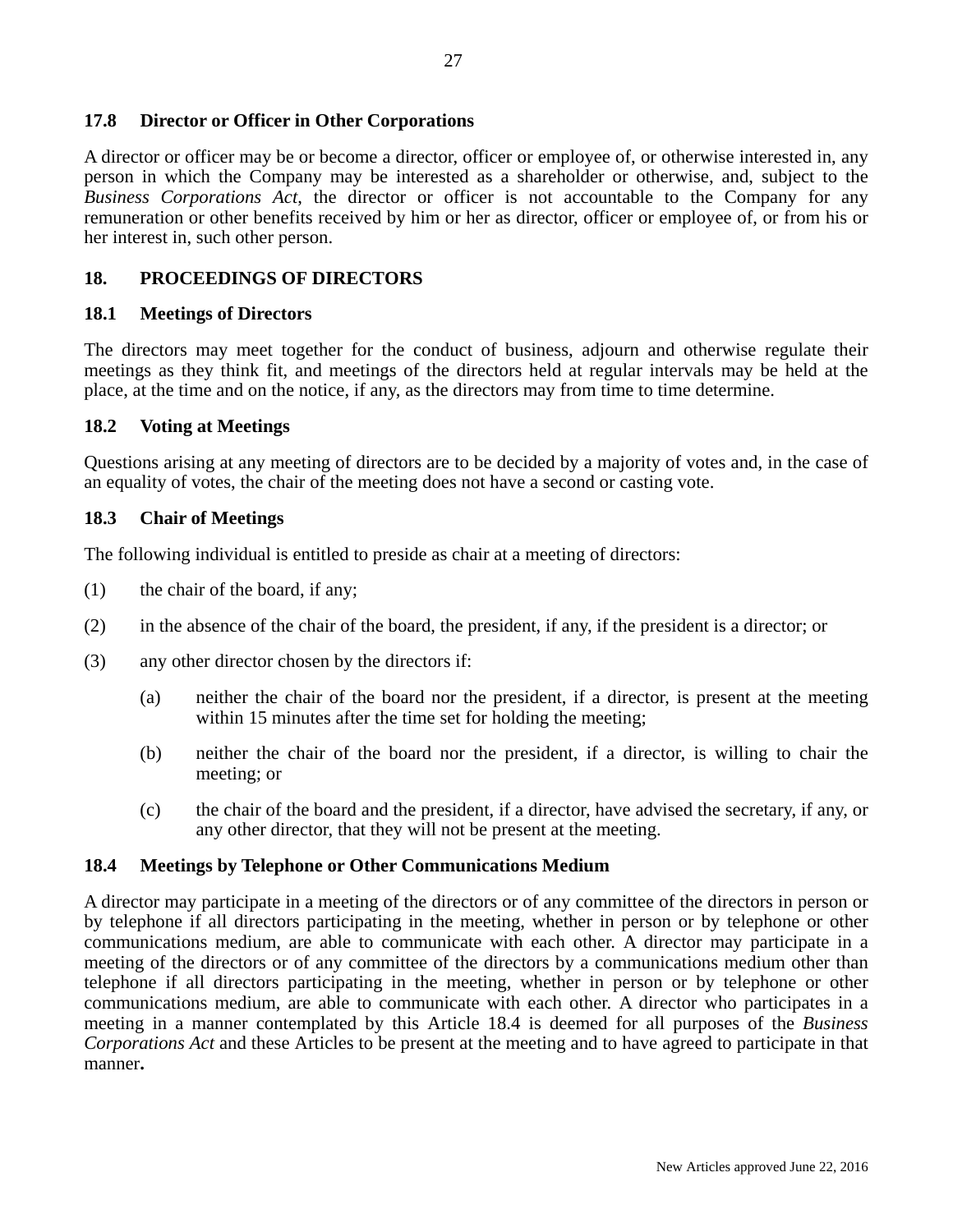### 17.8 Director or Officer in Other Corporations

A director or officer may be or become a director, officer or employee of, or otherwise interested in, any person in which the Company may be interested as a shareholder or otherwise, and, subject to the *Business Corporations Act*, the director or officer is not accountable to the Company for any remuneration or other benefits received by him or her as director, officer or employee of, or from his or her interest in, such other person.

## 18. PROCEEDINGS OF DIRECTORS

### 18.1 Meetings of Directors

The directors may meet together for the conduct of business, adjourn and otherwise regulate their meetings as they think fit, and meetings of the directors held at regular intervals may be held at the place, at the time and on the notice, if any, as the directors may from time to time determine.

### 18.2 Voting at Meetings

Questions arising at any meeting of directors are to be decided by a majority of votes and, in the case of an equality of votes, the chair of the meeting does not have a second or casting vote.

### 18.3 Chair of Meetings

The following individual is entitled to preside as chair at a meeting of directors:

(1) the chair of the board, if any;

(2) in the absence of the chair of the board, the president, if any, if the president is a director; or

(3) any other director chosen by the directors if:

  (a) neither the chair of the board nor the president, if a director, is present at the meeting within 15 minutes after the time set for holding the meeting;

  (b) neither the chair of the board nor the president, if a director, is willing to chair the meeting; or

  (c) the chair of the board and the president, if a director, have advised the secretary, if any, or any other director, that they will not be present at the meeting.

### 18.4 Meetings by Telephone or Other Communications Medium

A director may participate in a meeting of the directors or of any committee of the directors in person or by telephone if all directors participating in the meeting, whether in person or by telephone or other communications medium, are able to communicate with each other. A director may participate in a meeting of the directors or of any committee of the directors by a communications medium other than telephone if all directors participating in the meeting, whether in person or by telephone or other communications medium, are able to communicate with each other. A director who participates in a meeting in a manner contemplated by this Article 18.4 is deemed for all purposes of the *Business Corporations Act* and these Articles to be present at the meeting and to have agreed to participate in that manner**.**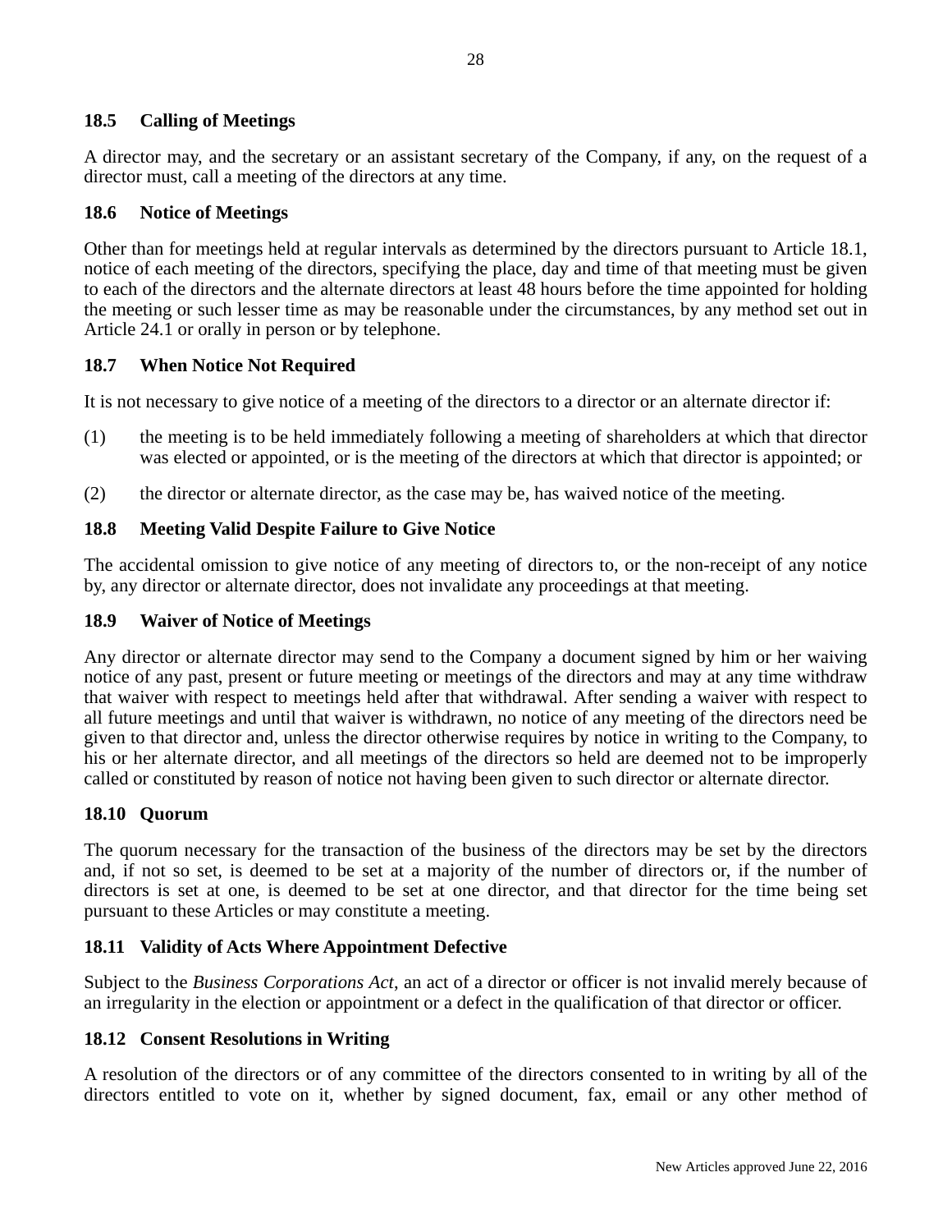### 18.5 Calling of Meetings

A director may, and the secretary or an assistant secretary of the Company, if any, on the request of a director must, call a meeting of the directors at any time.

### 18.6 Notice of Meetings

Other than for meetings held at regular intervals as determined by the directors pursuant to Article 18.1, notice of each meeting of the directors, specifying the place, day and time of that meeting must be given to each of the directors and the alternate directors at least 48 hours before the time appointed for holding the meeting or such lesser time as may be reasonable under the circumstances, by any method set out in Article 24.1 or orally in person or by telephone.

### 18.7 When Notice Not Required

It is not necessary to give notice of a meeting of the directors to a director or an alternate director if:

(1) the meeting is to be held immediately following a meeting of shareholders at which that director was elected or appointed, or is the meeting of the directors at which that director is appointed; or

(2) the director or alternate director, as the case may be, has waived notice of the meeting.

### 18.8 Meeting Valid Despite Failure to Give Notice

The accidental omission to give notice of any meeting of directors to, or the non-receipt of any notice by, any director or alternate director, does not invalidate any proceedings at that meeting.

### 18.9 Waiver of Notice of Meetings

Any director or alternate director may send to the Company a document signed by him or her waiving notice of any past, present or future meeting or meetings of the directors and may at any time withdraw that waiver with respect to meetings held after that withdrawal. After sending a waiver with respect to all future meetings and until that waiver is withdrawn, no notice of any meeting of the directors need be given to that director and, unless the director otherwise requires by notice in writing to the Company, to his or her alternate director, and all meetings of the directors so held are deemed not to be improperly called or constituted by reason of notice not having been given to such director or alternate director.

### 18.10 Quorum

The quorum necessary for the transaction of the business of the directors may be set by the directors and, if not so set, is deemed to be set at a majority of the number of directors or, if the number of directors is set at one, is deemed to be set at one director, and that director for the time being set pursuant to these Articles or may constitute a meeting.

### 18.11 Validity of Acts Where Appointment Defective

Subject to the *Business Corporations Act*, an act of a director or officer is not invalid merely because of an irregularity in the election or appointment or a defect in the qualification of that director or officer.

### 18.12 Consent Resolutions in Writing

A resolution of the directors or of any committee of the directors consented to in writing by all of the directors entitled to vote on it, whether by signed document, fax, email or any other method of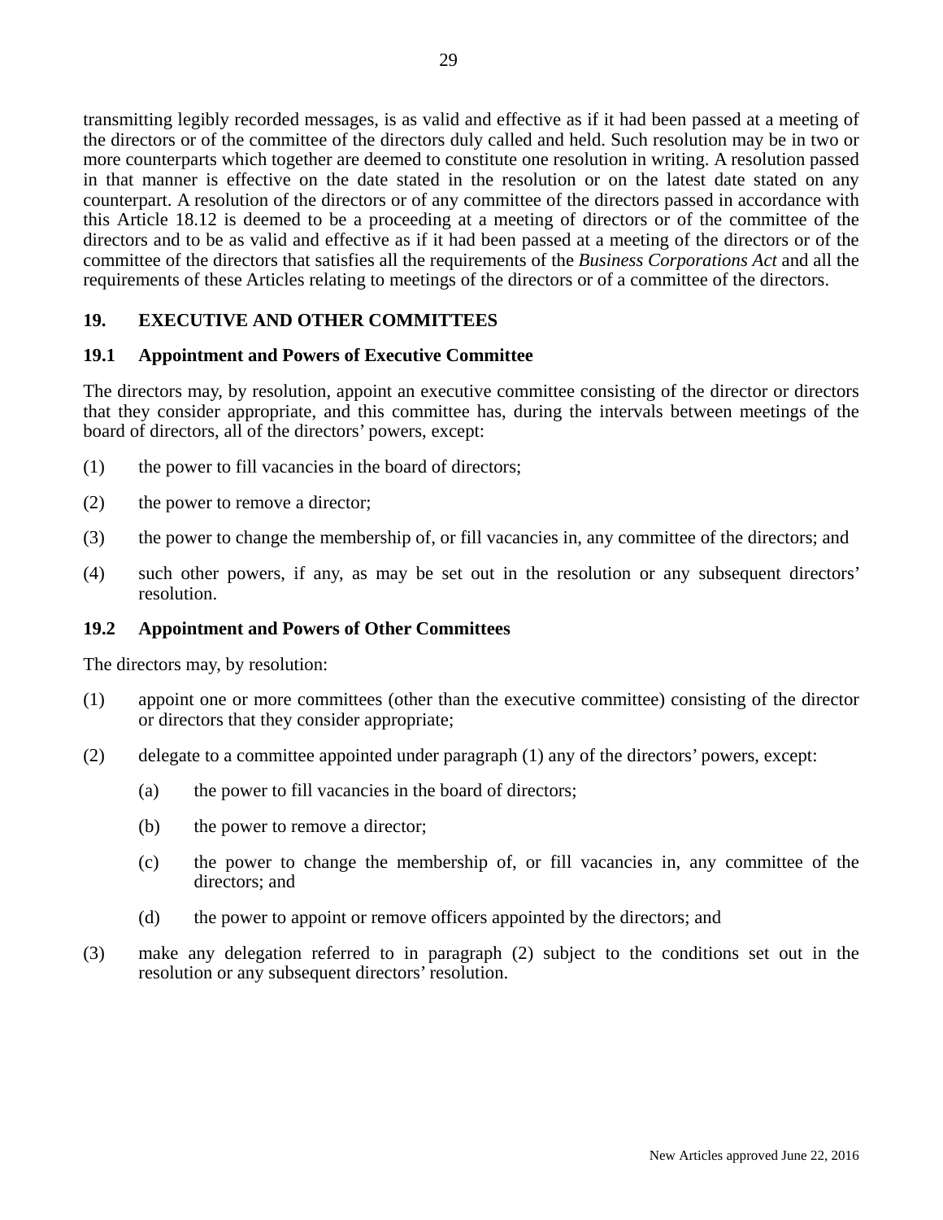transmitting legibly recorded messages, is as valid and effective as if it had been passed at a meeting of the directors or of the committee of the directors duly called and held. Such resolution may be in two or more counterparts which together are deemed to constitute one resolution in writing. A resolution passed in that manner is effective on the date stated in the resolution or on the latest date stated on any counterpart. A resolution of the directors or of any committee of the directors passed in accordance with this Article 18.12 is deemed to be a proceeding at a meeting of directors or of the committee of the directors and to be as valid and effective as if it had been passed at a meeting of the directors or of the committee of the directors that satisfies all the requirements of the *Business Corporations Act* and all the requirements of these Articles relating to meetings of the directors or of a committee of the directors.

## 19. EXECUTIVE AND OTHER COMMITTEES

### 19.1 Appointment and Powers of Executive Committee

The directors may, by resolution, appoint an executive committee consisting of the director or directors that they consider appropriate, and this committee has, during the intervals between meetings of the board of directors, all of the directors' powers, except:

(1) the power to fill vacancies in the board of directors;

(2) the power to remove a director;

(3) the power to change the membership of, or fill vacancies in, any committee of the directors; and

(4) such other powers, if any, as may be set out in the resolution or any subsequent directors' resolution.

### 19.2 Appointment and Powers of Other Committees

The directors may, by resolution:

(1) appoint one or more committees (other than the executive committee) consisting of the director or directors that they consider appropriate;

(2) delegate to a committee appointed under paragraph (1) any of the directors' powers, except:

  (a) the power to fill vacancies in the board of directors;

  (b) the power to remove a director;

  (c) the power to change the membership of, or fill vacancies in, any committee of the directors; and

  (d) the power to appoint or remove officers appointed by the directors; and

(3) make any delegation referred to in paragraph (2) subject to the conditions set out in the resolution or any subsequent directors' resolution.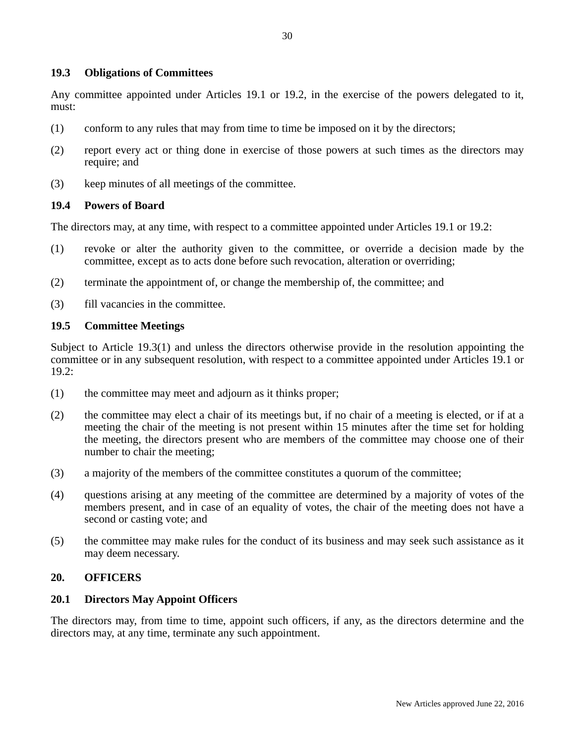### 19.3 Obligations of Committees

Any committee appointed under Articles 19.1 or 19.2, in the exercise of the powers delegated to it, must:

(1) conform to any rules that may from time to time be imposed on it by the directors;

(2) report every act or thing done in exercise of those powers at such times as the directors may require; and

(3) keep minutes of all meetings of the committee.

### 19.4 Powers of Board

The directors may, at any time, with respect to a committee appointed under Articles 19.1 or 19.2:

(1) revoke or alter the authority given to the committee, or override a decision made by the committee, except as to acts done before such revocation, alteration or overriding;

(2) terminate the appointment of, or change the membership of, the committee; and

(3) fill vacancies in the committee.

### 19.5 Committee Meetings

Subject to Article 19.3(1) and unless the directors otherwise provide in the resolution appointing the committee or in any subsequent resolution, with respect to a committee appointed under Articles 19.1 or 19.2:

(1) the committee may meet and adjourn as it thinks proper;

(2) the committee may elect a chair of its meetings but, if no chair of a meeting is elected, or if at a meeting the chair of the meeting is not present within 15 minutes after the time set for holding the meeting, the directors present who are members of the committee may choose one of their number to chair the meeting;

(3) a majority of the members of the committee constitutes a quorum of the committee;

(4) questions arising at any meeting of the committee are determined by a majority of votes of the members present, and in case of an equality of votes, the chair of the meeting does not have a second or casting vote; and

(5) the committee may make rules for the conduct of its business and may seek such assistance as it may deem necessary.

## 20. OFFICERS

### 20.1 Directors May Appoint Officers

The directors may, from time to time, appoint such officers, if any, as the directors determine and the directors may, at any time, terminate any such appointment.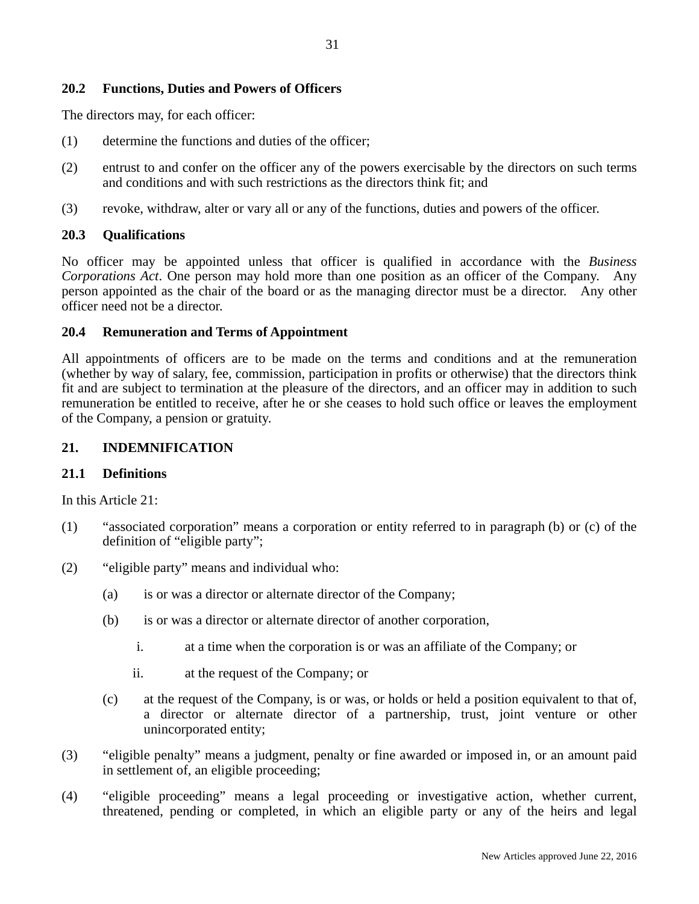### 20.2 Functions, Duties and Powers of Officers

The directors may, for each officer:

(1) determine the functions and duties of the officer;

(2) entrust to and confer on the officer any of the powers exercisable by the directors on such terms and conditions and with such restrictions as the directors think fit; and

(3) revoke, withdraw, alter or vary all or any of the functions, duties and powers of the officer.

### 20.3 Qualifications

No officer may be appointed unless that officer is qualified in accordance with the *Business Corporations Act*. One person may hold more than one position as an officer of the Company. Any person appointed as the chair of the board or as the managing director must be a director. Any other officer need not be a director.

### 20.4 Remuneration and Terms of Appointment

All appointments of officers are to be made on the terms and conditions and at the remuneration (whether by way of salary, fee, commission, participation in profits or otherwise) that the directors think fit and are subject to termination at the pleasure of the directors, and an officer may in addition to such remuneration be entitled to receive, after he or she ceases to hold such office or leaves the employment of the Company, a pension or gratuity.

## 21. INDEMNIFICATION

### 21.1 Definitions

In this Article 21:

(1) “associated corporation” means a corporation or entity referred to in paragraph (b) or (c) of the definition of “eligible party”;

(2) “eligible party” means and individual who:

  (a) is or was a director or alternate director of the Company;

  (b) is or was a director or alternate director of another corporation,

    i. at a time when the corporation is or was an affiliate of the Company; or

    ii. at the request of the Company; or

  (c) at the request of the Company, is or was, or holds or held a position equivalent to that of, a director or alternate director of a partnership, trust, joint venture or other unincorporated entity;

(3) “eligible penalty” means a judgment, penalty or fine awarded or imposed in, or an amount paid in settlement of, an eligible proceeding;

(4) “eligible proceeding” means a legal proceeding or investigative action, whether current, threatened, pending or completed, in which an eligible party or any of the heirs and legal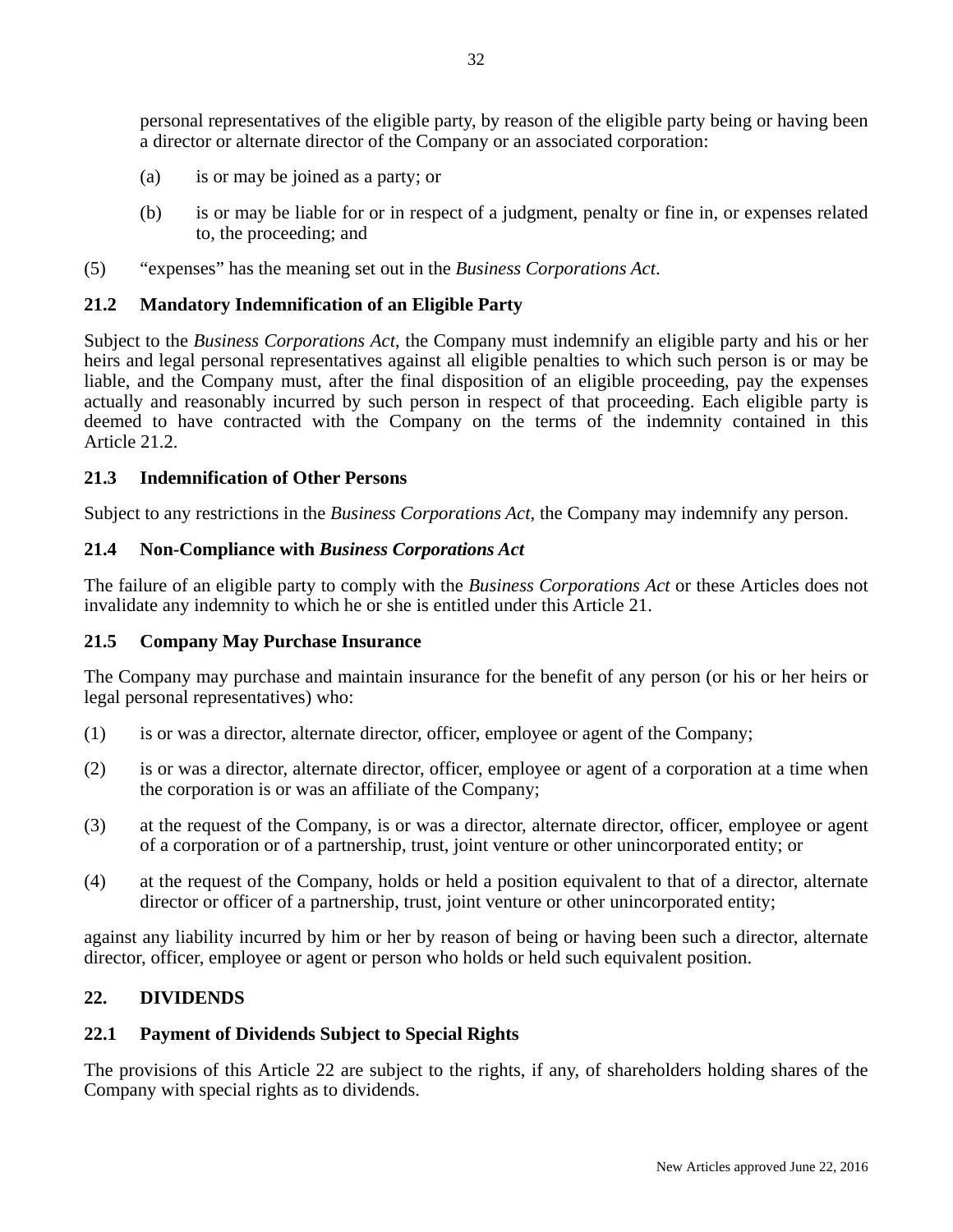personal representatives of the eligible party, by reason of the eligible party being or having been a director or alternate director of the Company or an associated corporation:

(a) is or may be joined as a party; or

(b) is or may be liable for or in respect of a judgment, penalty or fine in, or expenses related to, the proceeding; and

(5) "expenses" has the meaning set out in the *Business Corporations Act*.

### 21.2 Mandatory Indemnification of an Eligible Party

Subject to the *Business Corporations Act*, the Company must indemnify an eligible party and his or her heirs and legal personal representatives against all eligible penalties to which such person is or may be liable, and the Company must, after the final disposition of an eligible proceeding, pay the expenses actually and reasonably incurred by such person in respect of that proceeding. Each eligible party is deemed to have contracted with the Company on the terms of the indemnity contained in this Article 21.2.

### 21.3 Indemnification of Other Persons

Subject to any restrictions in the *Business Corporations Act*, the Company may indemnify any person.

### 21.4 Non-Compliance with *Business Corporations Act*

The failure of an eligible party to comply with the *Business Corporations Act* or these Articles does not invalidate any indemnity to which he or she is entitled under this Article 21.

### 21.5 Company May Purchase Insurance

The Company may purchase and maintain insurance for the benefit of any person (or his or her heirs or legal personal representatives) who:

(1) is or was a director, alternate director, officer, employee or agent of the Company;

(2) is or was a director, alternate director, officer, employee or agent of a corporation at a time when the corporation is or was an affiliate of the Company;

(3) at the request of the Company, is or was a director, alternate director, officer, employee or agent of a corporation or of a partnership, trust, joint venture or other unincorporated entity; or

(4) at the request of the Company, holds or held a position equivalent to that of a director, alternate director or officer of a partnership, trust, joint venture or other unincorporated entity;

against any liability incurred by him or her by reason of being or having been such a director, alternate director, officer, employee or agent or person who holds or held such equivalent position.

## 22. DIVIDENDS

### 22.1 Payment of Dividends Subject to Special Rights

The provisions of this Article 22 are subject to the rights, if any, of shareholders holding shares of the Company with special rights as to dividends.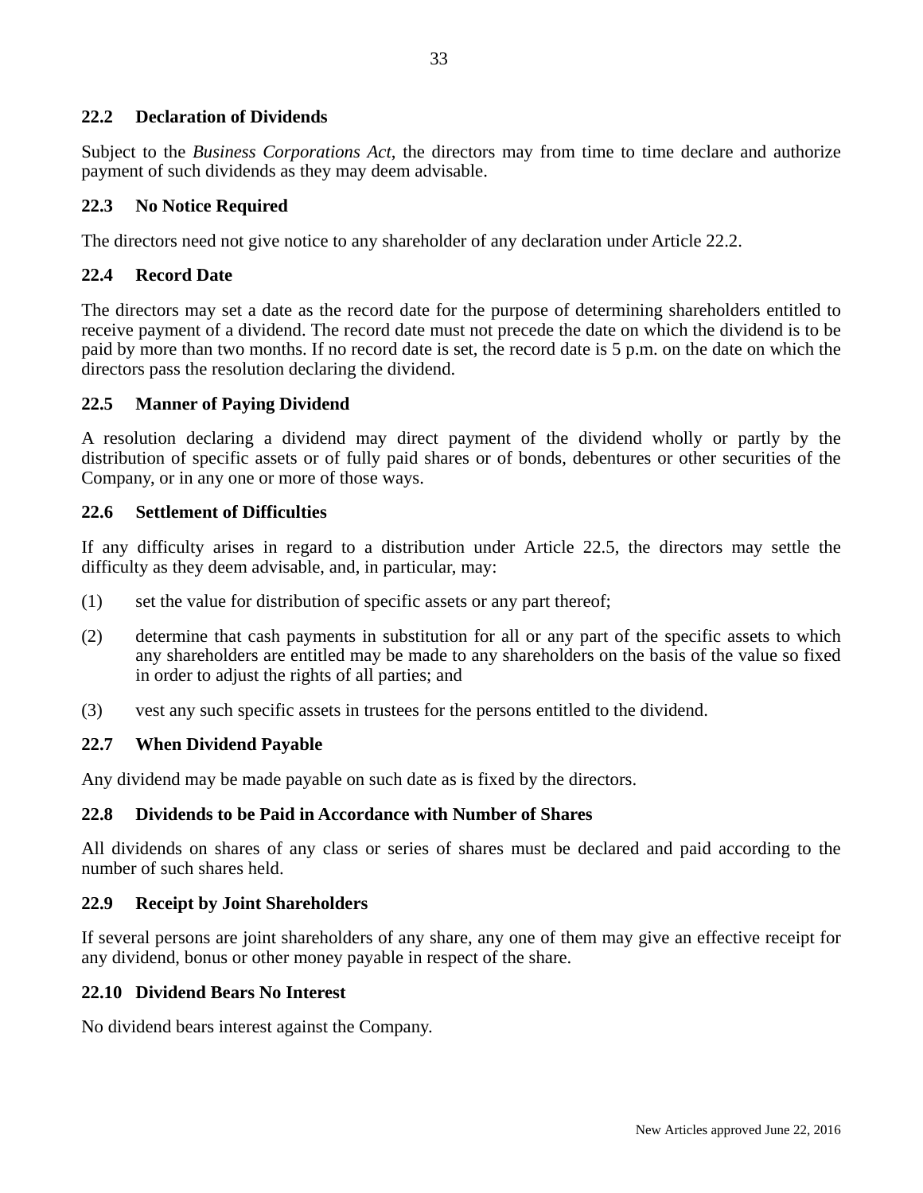### 22.2 Declaration of Dividends

Subject to the *Business Corporations Act*, the directors may from time to time declare and authorize payment of such dividends as they may deem advisable.

### 22.3 No Notice Required

The directors need not give notice to any shareholder of any declaration under Article 22.2.

### 22.4 Record Date

The directors may set a date as the record date for the purpose of determining shareholders entitled to receive payment of a dividend. The record date must not precede the date on which the dividend is to be paid by more than two months. If no record date is set, the record date is 5 p.m. on the date on which the directors pass the resolution declaring the dividend.

### 22.5 Manner of Paying Dividend

A resolution declaring a dividend may direct payment of the dividend wholly or partly by the distribution of specific assets or of fully paid shares or of bonds, debentures or other securities of the Company, or in any one or more of those ways.

### 22.6 Settlement of Difficulties

If any difficulty arises in regard to a distribution under Article 22.5, the directors may settle the difficulty as they deem advisable, and, in particular, may:

(1) set the value for distribution of specific assets or any part thereof;

(2) determine that cash payments in substitution for all or any part of the specific assets to which any shareholders are entitled may be made to any shareholders on the basis of the value so fixed in order to adjust the rights of all parties; and

(3) vest any such specific assets in trustees for the persons entitled to the dividend.

### 22.7 When Dividend Payable

Any dividend may be made payable on such date as is fixed by the directors.

### 22.8 Dividends to be Paid in Accordance with Number of Shares

All dividends on shares of any class or series of shares must be declared and paid according to the number of such shares held.

### 22.9 Receipt by Joint Shareholders

If several persons are joint shareholders of any share, any one of them may give an effective receipt for any dividend, bonus or other money payable in respect of the share.

### 22.10 Dividend Bears No Interest

No dividend bears interest against the Company.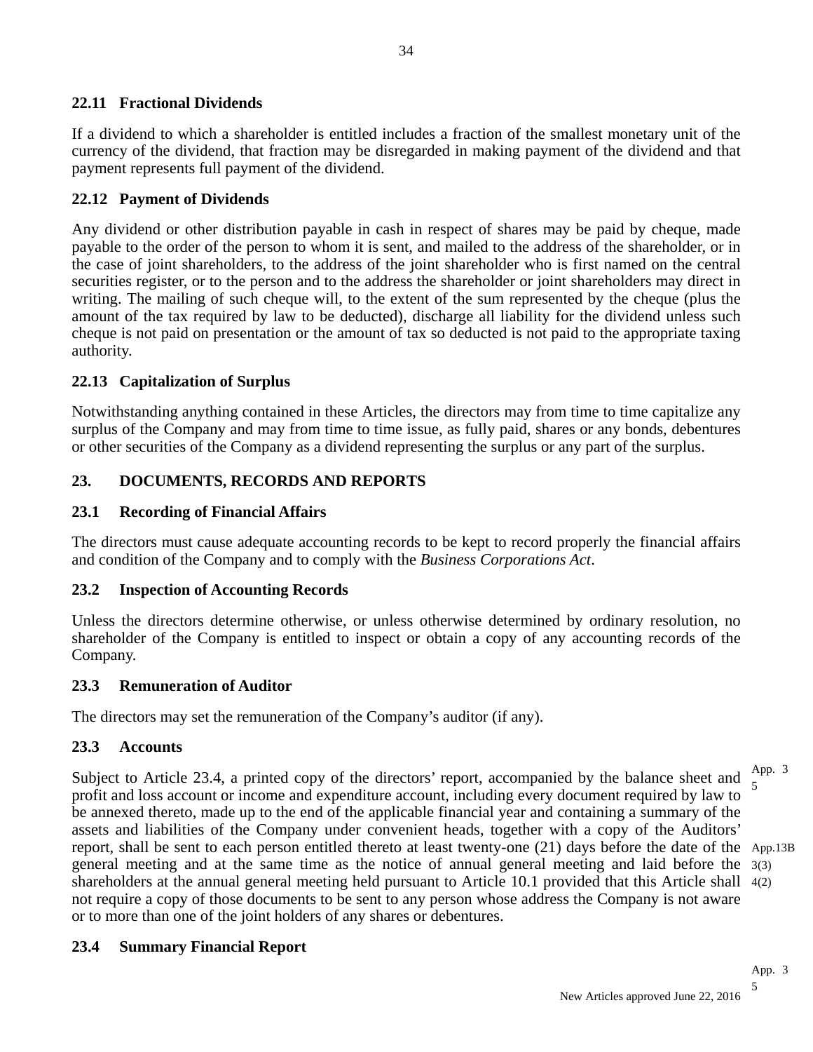### 22.11 Fractional Dividends

If a dividend to which a shareholder is entitled includes a fraction of the smallest monetary unit of the currency of the dividend, that fraction may be disregarded in making payment of the dividend and that payment represents full payment of the dividend.

### 22.12 Payment of Dividends

Any dividend or other distribution payable in cash in respect of shares may be paid by cheque, made payable to the order of the person to whom it is sent, and mailed to the address of the shareholder, or in the case of joint shareholders, to the address of the joint shareholder who is first named on the central securities register, or to the person and to the address the shareholder or joint shareholders may direct in writing. The mailing of such cheque will, to the extent of the sum represented by the cheque (plus the amount of the tax required by law to be deducted), discharge all liability for the dividend unless such cheque is not paid on presentation or the amount of tax so deducted is not paid to the appropriate taxing authority.

### 22.13 Capitalization of Surplus

Notwithstanding anything contained in these Articles, the directors may from time to time capitalize any surplus of the Company and may from time to time issue, as fully paid, shares or any bonds, debentures or other securities of the Company as a dividend representing the surplus or any part of the surplus.

## 23. DOCUMENTS, RECORDS AND REPORTS

### 23.1 Recording of Financial Affairs

The directors must cause adequate accounting records to be kept to record properly the financial affairs and condition of the Company and to comply with the *Business Corporations Act*.

### 23.2 Inspection of Accounting Records

Unless the directors determine otherwise, or unless otherwise determined by ordinary resolution, no shareholder of the Company is entitled to inspect or obtain a copy of any accounting records of the Company.

### 23.3 Remuneration of Auditor

The directors may set the remuneration of the Company's auditor (if any).

### 23.3 Accounts

App. 3 5

App.13B 3(3) 4(2)

Subject to Article 23.4, a printed copy of the directors' report, accompanied by the balance sheet and profit and loss account or income and expenditure account, including every document required by law to be annexed thereto, made up to the end of the applicable financial year and containing a summary of the assets and liabilities of the Company under convenient heads, together with a copy of the Auditors' report, shall be sent to each person entitled thereto at least twenty-one (21) days before the date of the general meeting and at the same time as the notice of annual general meeting and laid before the shareholders at the annual general meeting held pursuant to Article 10.1 provided that this Article shall not require a copy of those documents to be sent to any person whose address the Company is not aware or to more than one of the joint holders of any shares or debentures.

### 23.4 Summary Financial Report

App. 3 5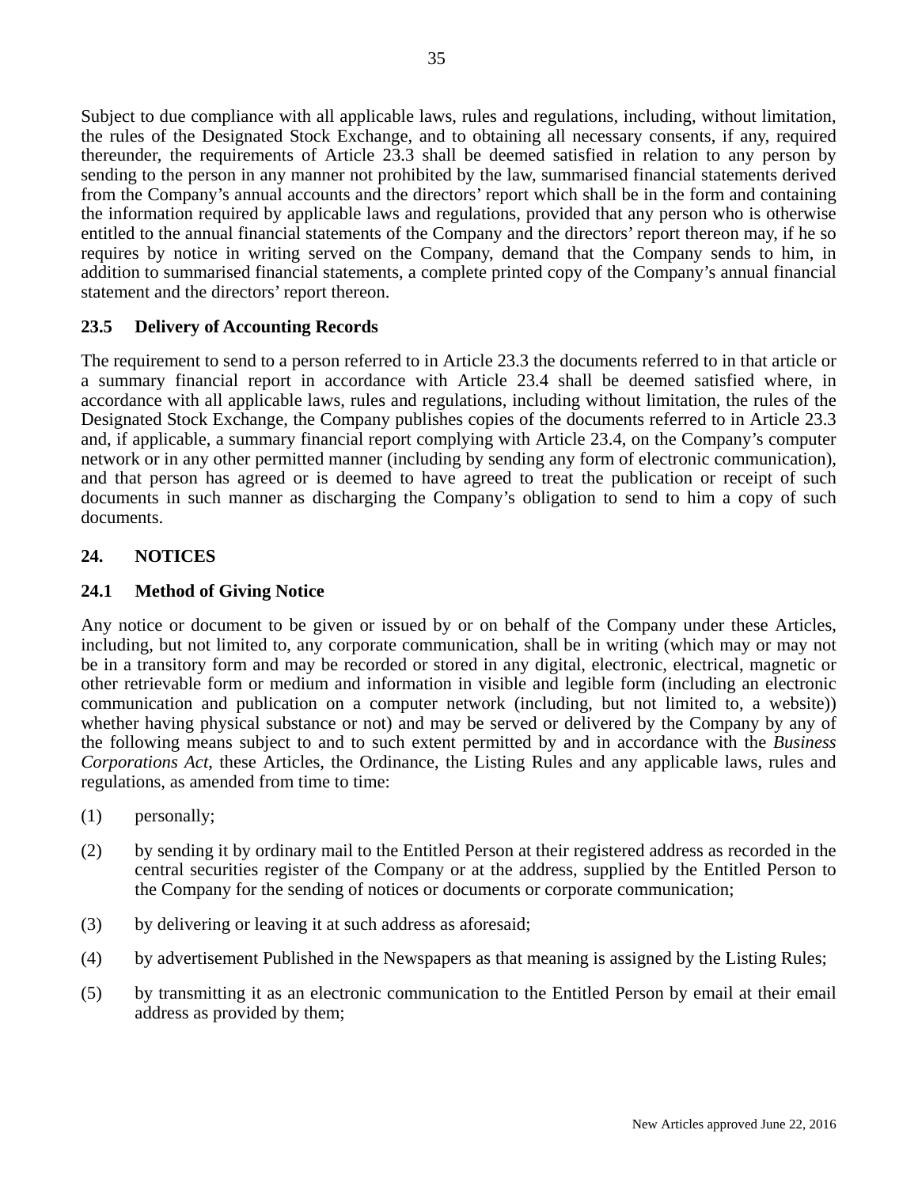Subject to due compliance with all applicable laws, rules and regulations, including, without limitation, the rules of the Designated Stock Exchange, and to obtaining all necessary consents, if any, required thereunder, the requirements of Article 23.3 shall be deemed satisfied in relation to any person by sending to the person in any manner not prohibited by the law, summarised financial statements derived from the Company's annual accounts and the directors' report which shall be in the form and containing the information required by applicable laws and regulations, provided that any person who is otherwise entitled to the annual financial statements of the Company and the directors' report thereon may, if he so requires by notice in writing served on the Company, demand that the Company sends to him, in addition to summarised financial statements, a complete printed copy of the Company's annual financial statement and the directors' report thereon.

### 23.5 Delivery of Accounting Records

The requirement to send to a person referred to in Article 23.3 the documents referred to in that article or a summary financial report in accordance with Article 23.4 shall be deemed satisfied where, in accordance with all applicable laws, rules and regulations, including without limitation, the rules of the Designated Stock Exchange, the Company publishes copies of the documents referred to in Article 23.3 and, if applicable, a summary financial report complying with Article 23.4, on the Company's computer network or in any other permitted manner (including by sending any form of electronic communication), and that person has agreed or is deemed to have agreed to treat the publication or receipt of such documents in such manner as discharging the Company's obligation to send to him a copy of such documents.

## 24. NOTICES

### 24.1 Method of Giving Notice

Any notice or document to be given or issued by or on behalf of the Company under these Articles, including, but not limited to, any corporate communication, shall be in writing (which may or may not be in a transitory form and may be recorded or stored in any digital, electronic, electrical, magnetic or other retrievable form or medium and information in visible and legible form (including an electronic communication and publication on a computer network (including, but not limited to, a website)) whether having physical substance or not) and may be served or delivered by the Company by any of the following means subject to and to such extent permitted by and in accordance with the *Business Corporations Act*, these Articles, the Ordinance, the Listing Rules and any applicable laws, rules and regulations, as amended from time to time:

(1) personally;

(2) by sending it by ordinary mail to the Entitled Person at their registered address as recorded in the central securities register of the Company or at the address, supplied by the Entitled Person to the Company for the sending of notices or documents or corporate communication;

(3) by delivering or leaving it at such address as aforesaid;

(4) by advertisement Published in the Newspapers as that meaning is assigned by the Listing Rules;

(5) by transmitting it as an electronic communication to the Entitled Person by email at their email address as provided by them;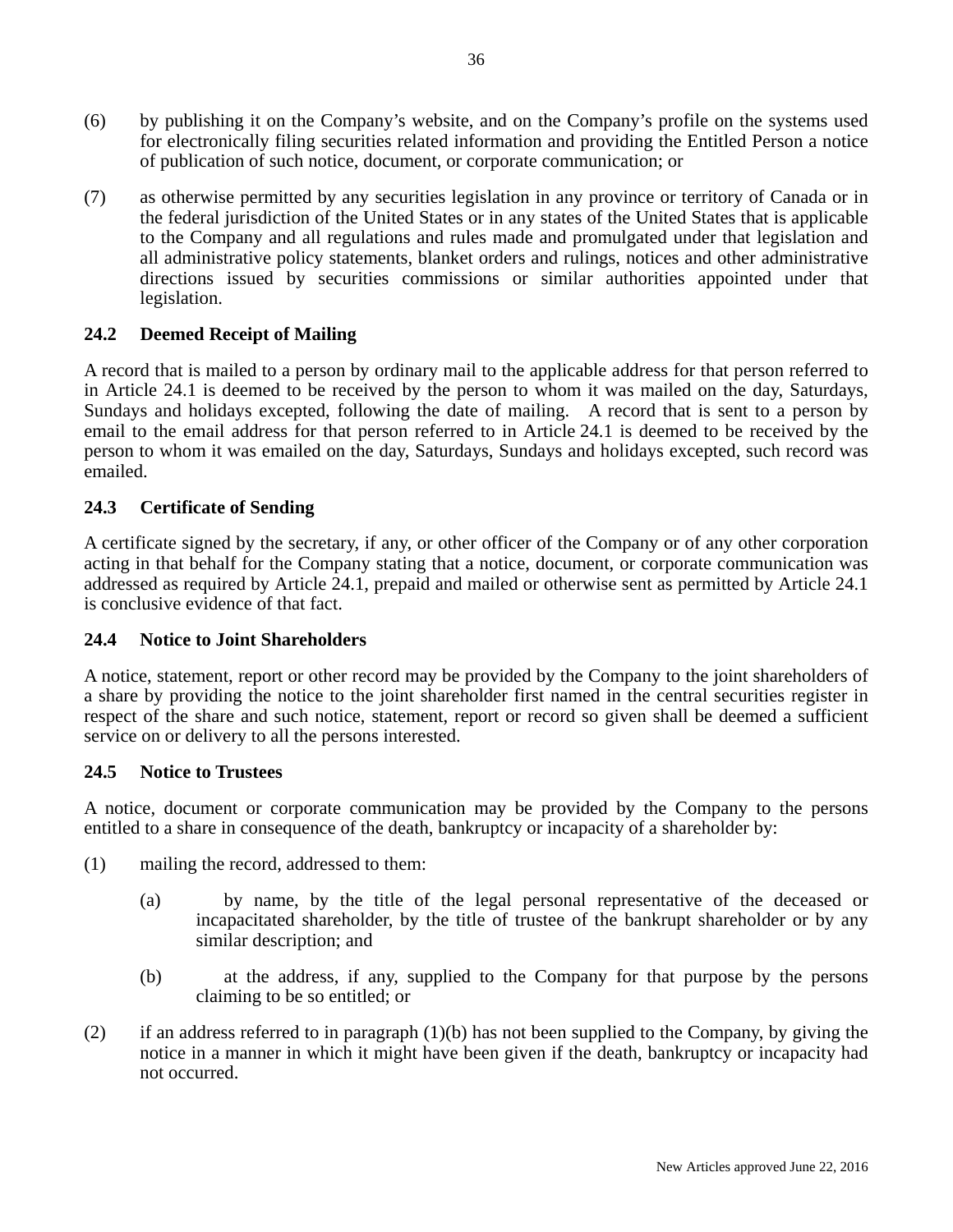(6) by publishing it on the Company's website, and on the Company's profile on the systems used for electronically filing securities related information and providing the Entitled Person a notice of publication of such notice, document, or corporate communication; or

(7) as otherwise permitted by any securities legislation in any province or territory of Canada or in the federal jurisdiction of the United States or in any states of the United States that is applicable to the Company and all regulations and rules made and promulgated under that legislation and all administrative policy statements, blanket orders and rulings, notices and other administrative directions issued by securities commissions or similar authorities appointed under that legislation.

## 24.2 Deemed Receipt of Mailing

A record that is mailed to a person by ordinary mail to the applicable address for that person referred to in Article 24.1 is deemed to be received by the person to whom it was mailed on the day, Saturdays, Sundays and holidays excepted, following the date of mailing. A record that is sent to a person by email to the email address for that person referred to in Article 24.1 is deemed to be received by the person to whom it was emailed on the day, Saturdays, Sundays and holidays excepted, such record was emailed.

## 24.3 Certificate of Sending

A certificate signed by the secretary, if any, or other officer of the Company or of any other corporation acting in that behalf for the Company stating that a notice, document, or corporate communication was addressed as required by Article 24.1, prepaid and mailed or otherwise sent as permitted by Article 24.1 is conclusive evidence of that fact.

## 24.4 Notice to Joint Shareholders

A notice, statement, report or other record may be provided by the Company to the joint shareholders of a share by providing the notice to the joint shareholder first named in the central securities register in respect of the share and such notice, statement, report or record so given shall be deemed a sufficient service on or delivery to all the persons interested.

## 24.5 Notice to Trustees

A notice, document or corporate communication may be provided by the Company to the persons entitled to a share in consequence of the death, bankruptcy or incapacity of a shareholder by:

(1) mailing the record, addressed to them:

 (a) by name, by the title of the legal personal representative of the deceased or incapacitated shareholder, by the title of trustee of the bankrupt shareholder or by any similar description; and

 (b) at the address, if any, supplied to the Company for that purpose by the persons claiming to be so entitled; or

(2) if an address referred to in paragraph (1)(b) has not been supplied to the Company, by giving the notice in a manner in which it might have been given if the death, bankruptcy or incapacity had not occurred.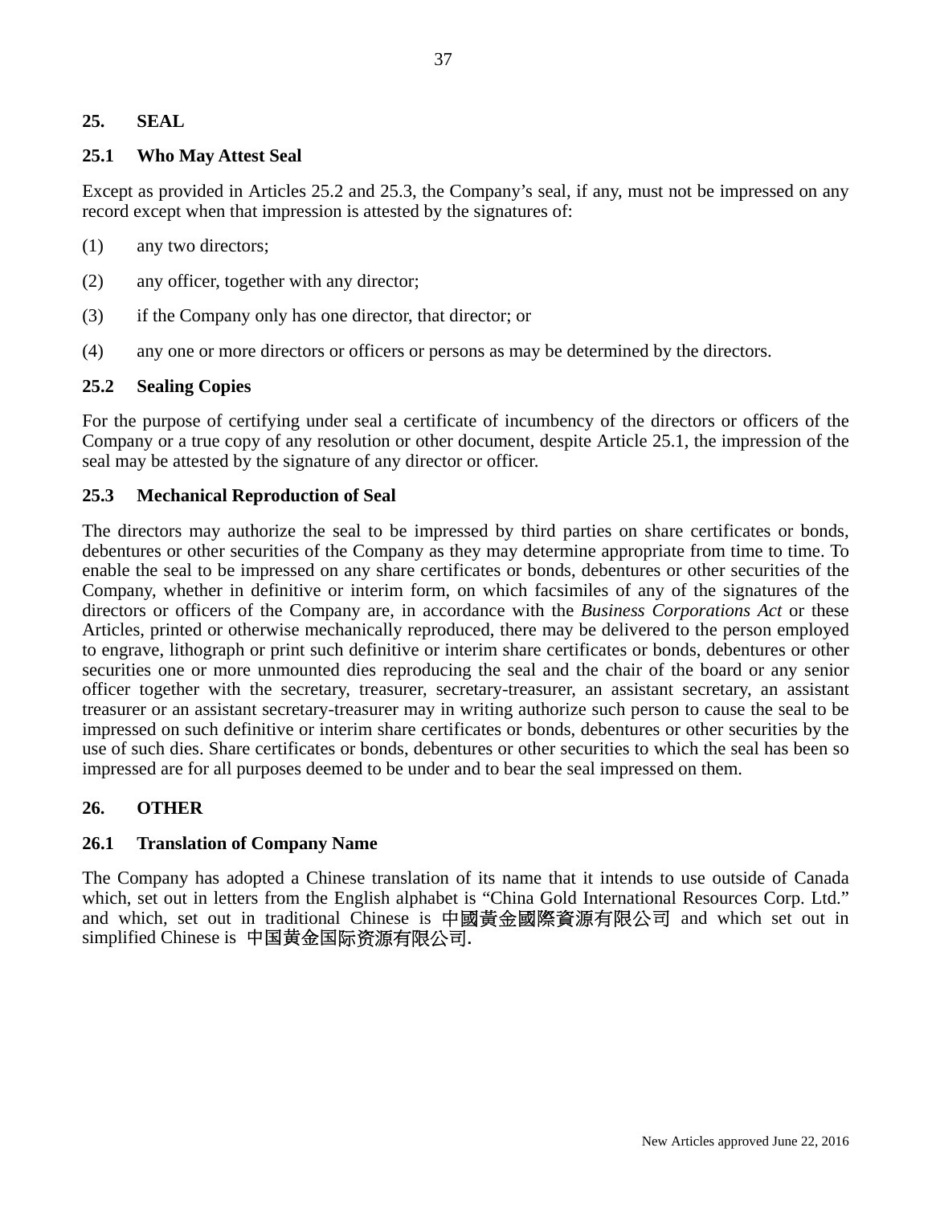## 25. SEAL

### 25.1 Who May Attest Seal

Except as provided in Articles 25.2 and 25.3, the Company's seal, if any, must not be impressed on any record except when that impression is attested by the signatures of:

(1) any two directors;

(2) any officer, together with any director;

(3) if the Company only has one director, that director; or

(4) any one or more directors or officers or persons as may be determined by the directors.

### 25.2 Sealing Copies

For the purpose of certifying under seal a certificate of incumbency of the directors or officers of the Company or a true copy of any resolution or other document, despite Article 25.1, the impression of the seal may be attested by the signature of any director or officer.

### 25.3 Mechanical Reproduction of Seal

The directors may authorize the seal to be impressed by third parties on share certificates or bonds, debentures or other securities of the Company as they may determine appropriate from time to time. To enable the seal to be impressed on any share certificates or bonds, debentures or other securities of the Company, whether in definitive or interim form, on which facsimiles of any of the signatures of the directors or officers of the Company are, in accordance with the *Business Corporations Act* or these Articles, printed or otherwise mechanically reproduced, there may be delivered to the person employed to engrave, lithograph or print such definitive or interim share certificates or bonds, debentures or other securities one or more unmounted dies reproducing the seal and the chair of the board or any senior officer together with the secretary, treasurer, secretary-treasurer, an assistant secretary, an assistant treasurer or an assistant secretary-treasurer may in writing authorize such person to cause the seal to be impressed on such definitive or interim share certificates or bonds, debentures or other securities by the use of such dies. Share certificates or bonds, debentures or other securities to which the seal has been so impressed are for all purposes deemed to be under and to bear the seal impressed on them.

## 26. OTHER

### 26.1 Translation of Company Name

The Company has adopted a Chinese translation of its name that it intends to use outside of Canada which, set out in letters from the English alphabet is "China Gold International Resources Corp. Ltd." and which, set out in traditional Chinese is 中國黃金國際資源有限公司 and which set out in simplified Chinese is 中国黄金国际资源有限公司.